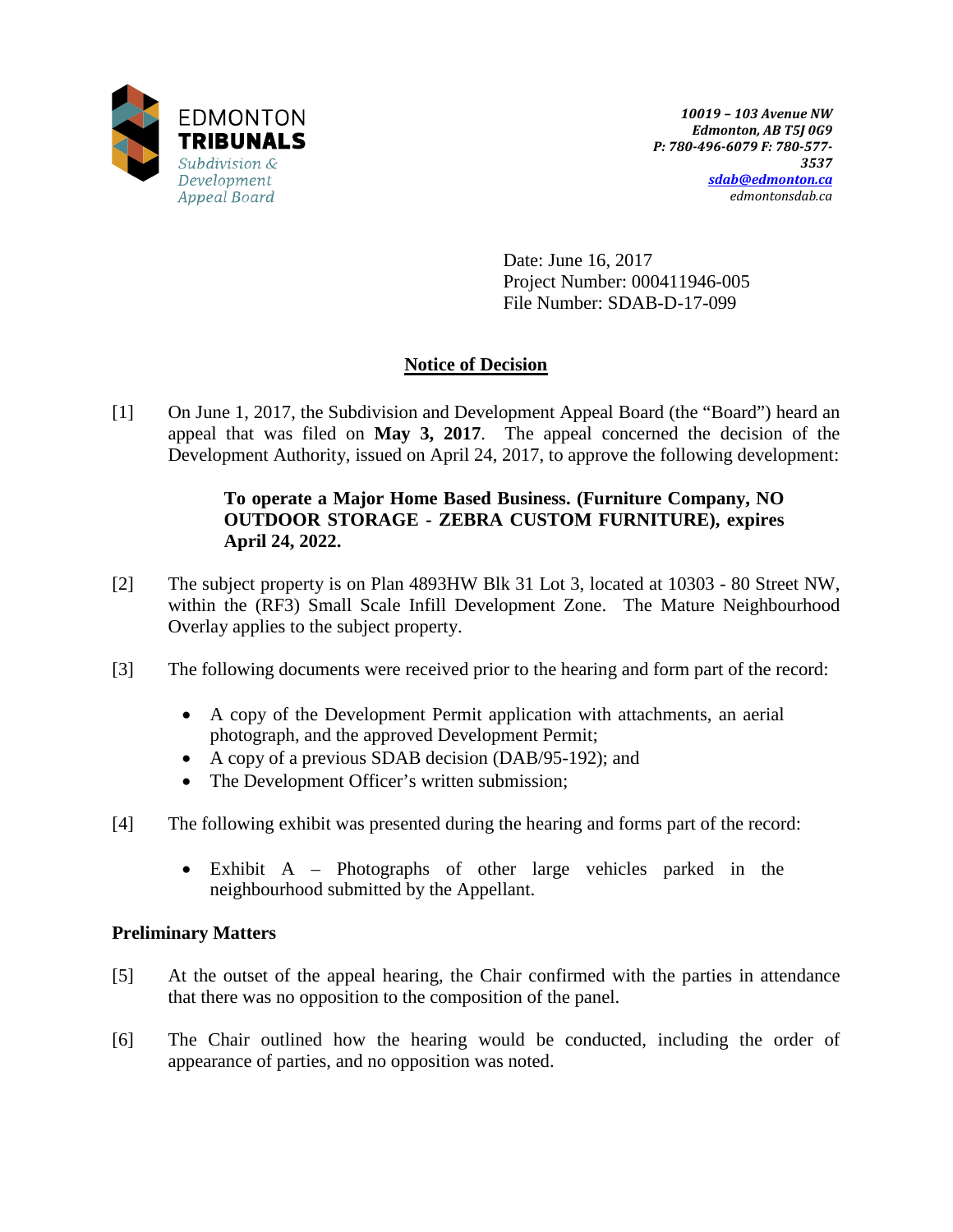EDMONTON
**TRIBUNALS**
*Subdivision & Development Appeal Board*

***10019 – 103 Avenue NW***
***Edmonton, AB T5J 0G9***
***P: 780-496-6079 F: 780-577-3537***
***sdab@edmonton.ca***
*edmontonsdab.ca*

Date: June 16, 2017
Project Number: 000411946-005
File Number: SDAB-D-17-099

## Notice of Decision

[1] On June 1, 2017, the Subdivision and Development Appeal Board (the "Board") heard an appeal that was filed on **May 3, 2017**. The appeal concerned the decision of the Development Authority, issued on April 24, 2017, to approve the following development:

> **To operate a Major Home Based Business. (Furniture Company, NO OUTDOOR STORAGE - ZEBRA CUSTOM FURNITURE), expires April 24, 2022.**

[2] The subject property is on Plan 4893HW Blk 31 Lot 3, located at 10303 - 80 Street NW, within the (RF3) Small Scale Infill Development Zone. The Mature Neighbourhood Overlay applies to the subject property.

[3] The following documents were received prior to the hearing and form part of the record:

- A copy of the Development Permit application with attachments, an aerial photograph, and the approved Development Permit;
- A copy of a previous SDAB decision (DAB/95-192); and
- The Development Officer's written submission;

[4] The following exhibit was presented during the hearing and forms part of the record:

- Exhibit A – Photographs of other large vehicles parked in the neighbourhood submitted by the Appellant.

### Preliminary Matters

[5] At the outset of the appeal hearing, the Chair confirmed with the parties in attendance that there was no opposition to the composition of the panel.

[6] The Chair outlined how the hearing would be conducted, including the order of appearance of parties, and no opposition was noted.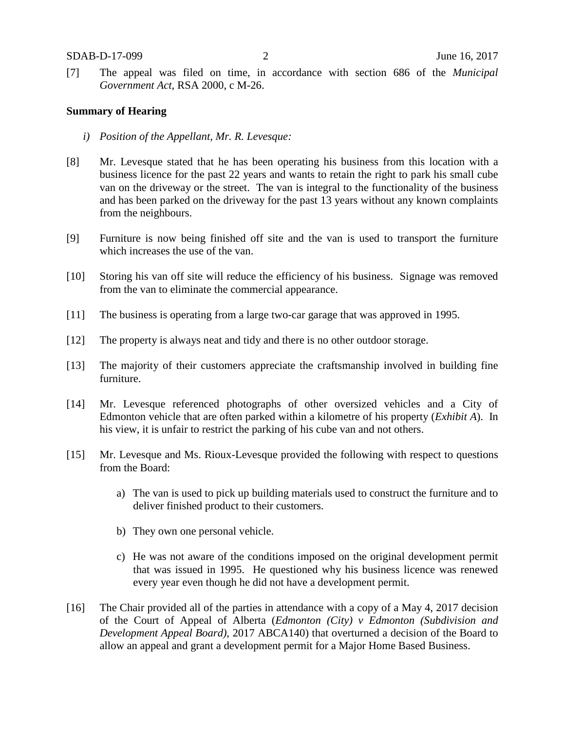[7] The appeal was filed on time, in accordance with section 686 of the *Municipal Government Act*, RSA 2000, c M-26.

**Summary of Hearing**

*i) Position of the Appellant, Mr. R. Levesque:*

[8] Mr. Levesque stated that he has been operating his business from this location with a business licence for the past 22 years and wants to retain the right to park his small cube van on the driveway or the street. The van is integral to the functionality of the business and has been parked on the driveway for the past 13 years without any known complaints from the neighbours.

[9] Furniture is now being finished off site and the van is used to transport the furniture which increases the use of the van.

[10] Storing his van off site will reduce the efficiency of his business. Signage was removed from the van to eliminate the commercial appearance.

[11] The business is operating from a large two-car garage that was approved in 1995.

[12] The property is always neat and tidy and there is no other outdoor storage.

[13] The majority of their customers appreciate the craftsmanship involved in building fine furniture.

[14] Mr. Levesque referenced photographs of other oversized vehicles and a City of Edmonton vehicle that are often parked within a kilometre of his property (*Exhibit A*). In his view, it is unfair to restrict the parking of his cube van and not others.

[15] Mr. Levesque and Ms. Rioux-Levesque provided the following with respect to questions from the Board:

a) The van is used to pick up building materials used to construct the furniture and to deliver finished product to their customers.

b) They own one personal vehicle.

c) He was not aware of the conditions imposed on the original development permit that was issued in 1995. He questioned why his business licence was renewed every year even though he did not have a development permit.

[16] The Chair provided all of the parties in attendance with a copy of a May 4, 2017 decision of the Court of Appeal of Alberta (*Edmonton (City) v Edmonton (Subdivision and Development Appeal Board)*, 2017 ABCA140) that overturned a decision of the Board to allow an appeal and grant a development permit for a Major Home Based Business.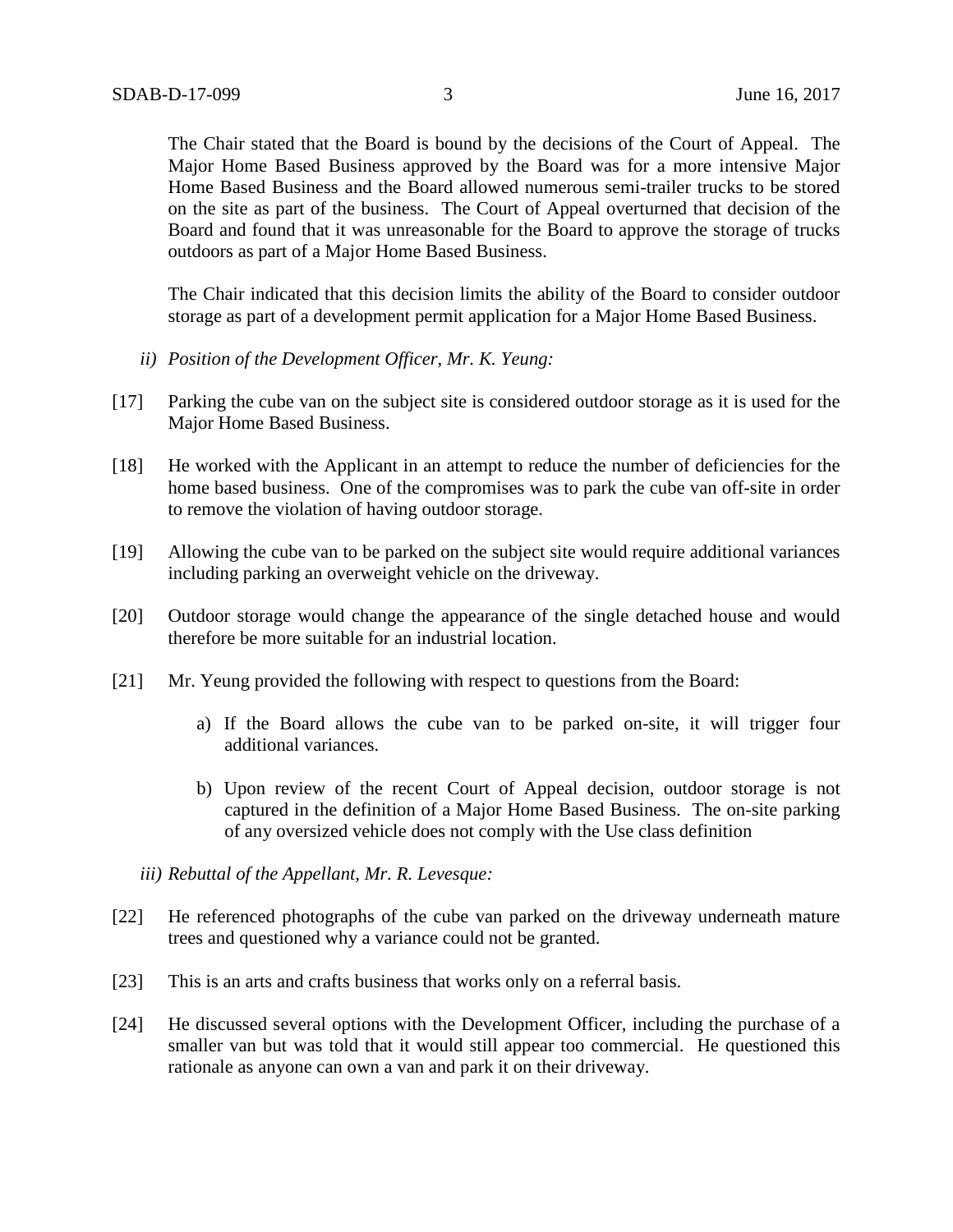The Chair stated that the Board is bound by the decisions of the Court of Appeal. The Major Home Based Business approved by the Board was for a more intensive Major Home Based Business and the Board allowed numerous semi-trailer trucks to be stored on the site as part of the business. The Court of Appeal overturned that decision of the Board and found that it was unreasonable for the Board to approve the storage of trucks outdoors as part of a Major Home Based Business.

The Chair indicated that this decision limits the ability of the Board to consider outdoor storage as part of a development permit application for a Major Home Based Business.

*ii) Position of the Development Officer, Mr. K. Yeung:*

[17] Parking the cube van on the subject site is considered outdoor storage as it is used for the Major Home Based Business.

[18] He worked with the Applicant in an attempt to reduce the number of deficiencies for the home based business. One of the compromises was to park the cube van off-site in order to remove the violation of having outdoor storage.

[19] Allowing the cube van to be parked on the subject site would require additional variances including parking an overweight vehicle on the driveway.

[20] Outdoor storage would change the appearance of the single detached house and would therefore be more suitable for an industrial location.

[21] Mr. Yeung provided the following with respect to questions from the Board:

a) If the Board allows the cube van to be parked on-site, it will trigger four additional variances.

b) Upon review of the recent Court of Appeal decision, outdoor storage is not captured in the definition of a Major Home Based Business. The on-site parking of any oversized vehicle does not comply with the Use class definition

*iii) Rebuttal of the Appellant, Mr. R. Levesque:*

[22] He referenced photographs of the cube van parked on the driveway underneath mature trees and questioned why a variance could not be granted.

[23] This is an arts and crafts business that works only on a referral basis.

[24] He discussed several options with the Development Officer, including the purchase of a smaller van but was told that it would still appear too commercial. He questioned this rationale as anyone can own a van and park it on their driveway.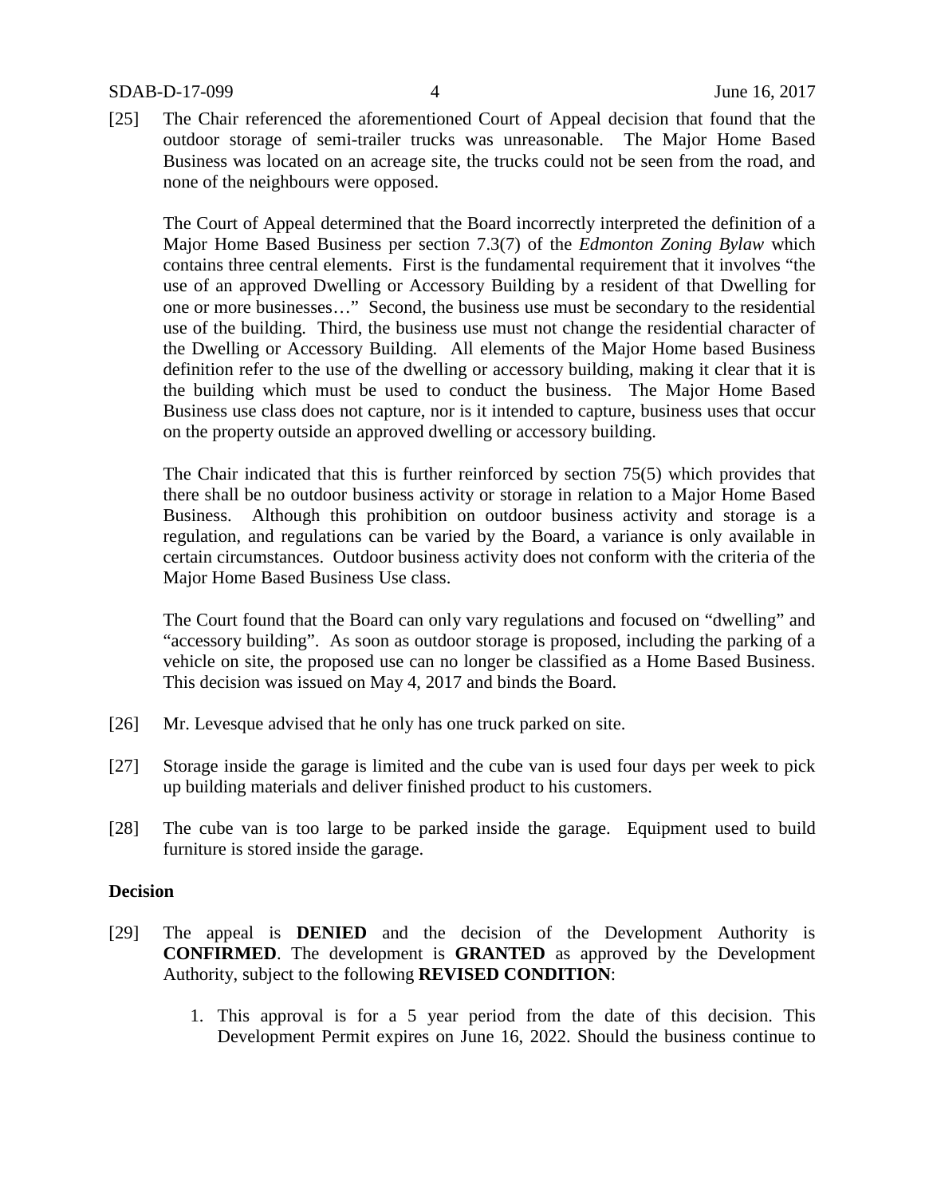[25] The Chair referenced the aforementioned Court of Appeal decision that found that the outdoor storage of semi-trailer trucks was unreasonable. The Major Home Based Business was located on an acreage site, the trucks could not be seen from the road, and none of the neighbours were opposed.

The Court of Appeal determined that the Board incorrectly interpreted the definition of a Major Home Based Business per section 7.3(7) of the *Edmonton Zoning Bylaw* which contains three central elements. First is the fundamental requirement that it involves "the use of an approved Dwelling or Accessory Building by a resident of that Dwelling for one or more businesses…" Second, the business use must be secondary to the residential use of the building. Third, the business use must not change the residential character of the Dwelling or Accessory Building. All elements of the Major Home based Business definition refer to the use of the dwelling or accessory building, making it clear that it is the building which must be used to conduct the business. The Major Home Based Business use class does not capture, nor is it intended to capture, business uses that occur on the property outside an approved dwelling or accessory building.

The Chair indicated that this is further reinforced by section 75(5) which provides that there shall be no outdoor business activity or storage in relation to a Major Home Based Business. Although this prohibition on outdoor business activity and storage is a regulation, and regulations can be varied by the Board, a variance is only available in certain circumstances. Outdoor business activity does not conform with the criteria of the Major Home Based Business Use class.

The Court found that the Board can only vary regulations and focused on "dwelling" and "accessory building". As soon as outdoor storage is proposed, including the parking of a vehicle on site, the proposed use can no longer be classified as a Home Based Business. This decision was issued on May 4, 2017 and binds the Board.

[26] Mr. Levesque advised that he only has one truck parked on site.

[27] Storage inside the garage is limited and the cube van is used four days per week to pick up building materials and deliver finished product to his customers.

[28] The cube van is too large to be parked inside the garage. Equipment used to build furniture is stored inside the garage.

**Decision**

[29] The appeal is **DENIED** and the decision of the Development Authority is **CONFIRMED**. The development is **GRANTED** as approved by the Development Authority, subject to the following **REVISED CONDITION**:

1. This approval is for a 5 year period from the date of this decision. This Development Permit expires on June 16, 2022. Should the business continue to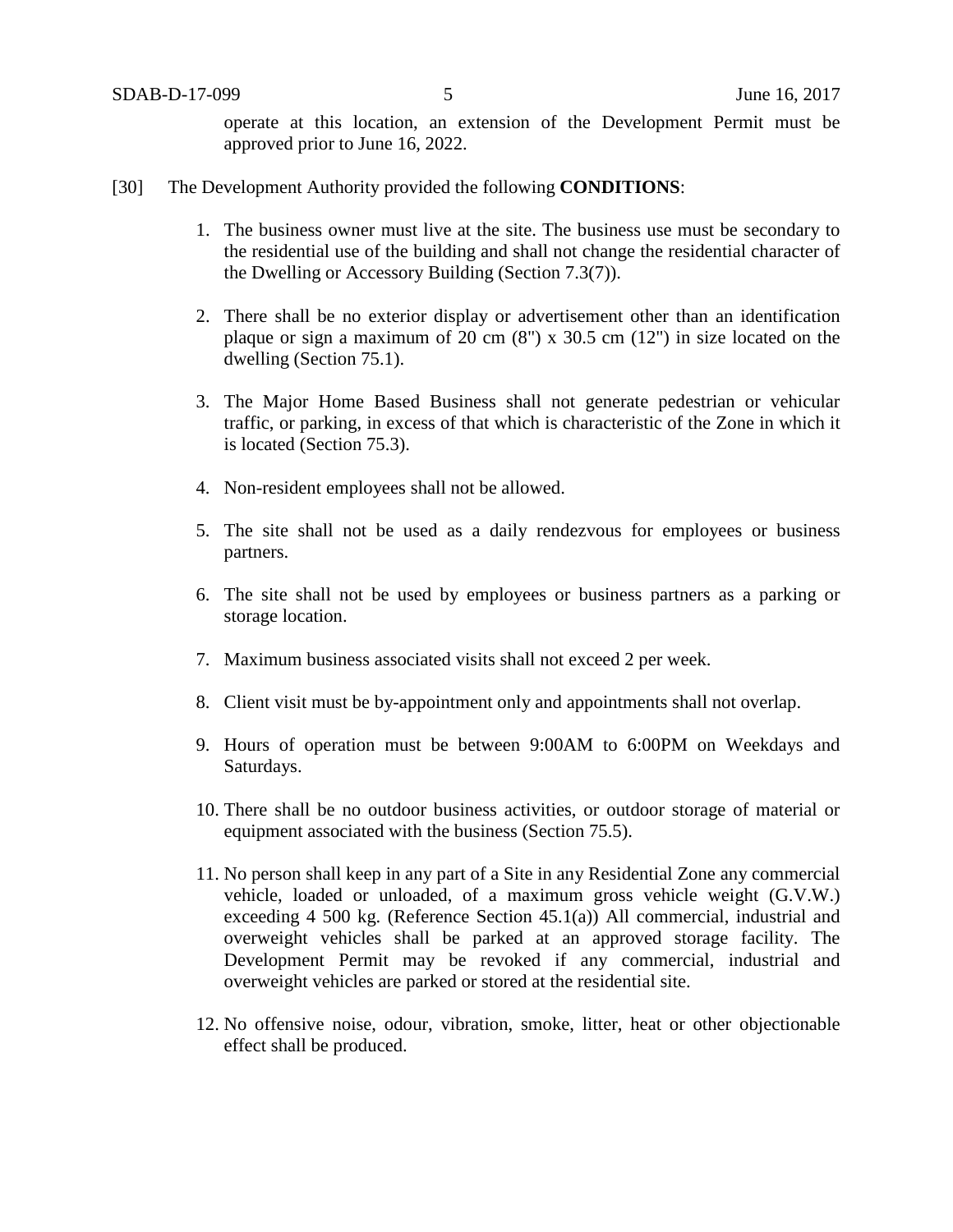operate at this location, an extension of the Development Permit must be approved prior to June 16, 2022.

[30] The Development Authority provided the following **CONDITIONS**:

1. The business owner must live at the site. The business use must be secondary to the residential use of the building and shall not change the residential character of the Dwelling or Accessory Building (Section 7.3(7)).

2. There shall be no exterior display or advertisement other than an identification plaque or sign a maximum of 20 cm (8") x 30.5 cm (12") in size located on the dwelling (Section 75.1).

3. The Major Home Based Business shall not generate pedestrian or vehicular traffic, or parking, in excess of that which is characteristic of the Zone in which it is located (Section 75.3).

4. Non-resident employees shall not be allowed.

5. The site shall not be used as a daily rendezvous for employees or business partners.

6. The site shall not be used by employees or business partners as a parking or storage location.

7. Maximum business associated visits shall not exceed 2 per week.

8. Client visit must be by-appointment only and appointments shall not overlap.

9. Hours of operation must be between 9:00AM to 6:00PM on Weekdays and Saturdays.

10. There shall be no outdoor business activities, or outdoor storage of material or equipment associated with the business (Section 75.5).

11. No person shall keep in any part of a Site in any Residential Zone any commercial vehicle, loaded or unloaded, of a maximum gross vehicle weight (G.V.W.) exceeding 4 500 kg. (Reference Section 45.1(a)) All commercial, industrial and overweight vehicles shall be parked at an approved storage facility. The Development Permit may be revoked if any commercial, industrial and overweight vehicles are parked or stored at the residential site.

12. No offensive noise, odour, vibration, smoke, litter, heat or other objectionable effect shall be produced.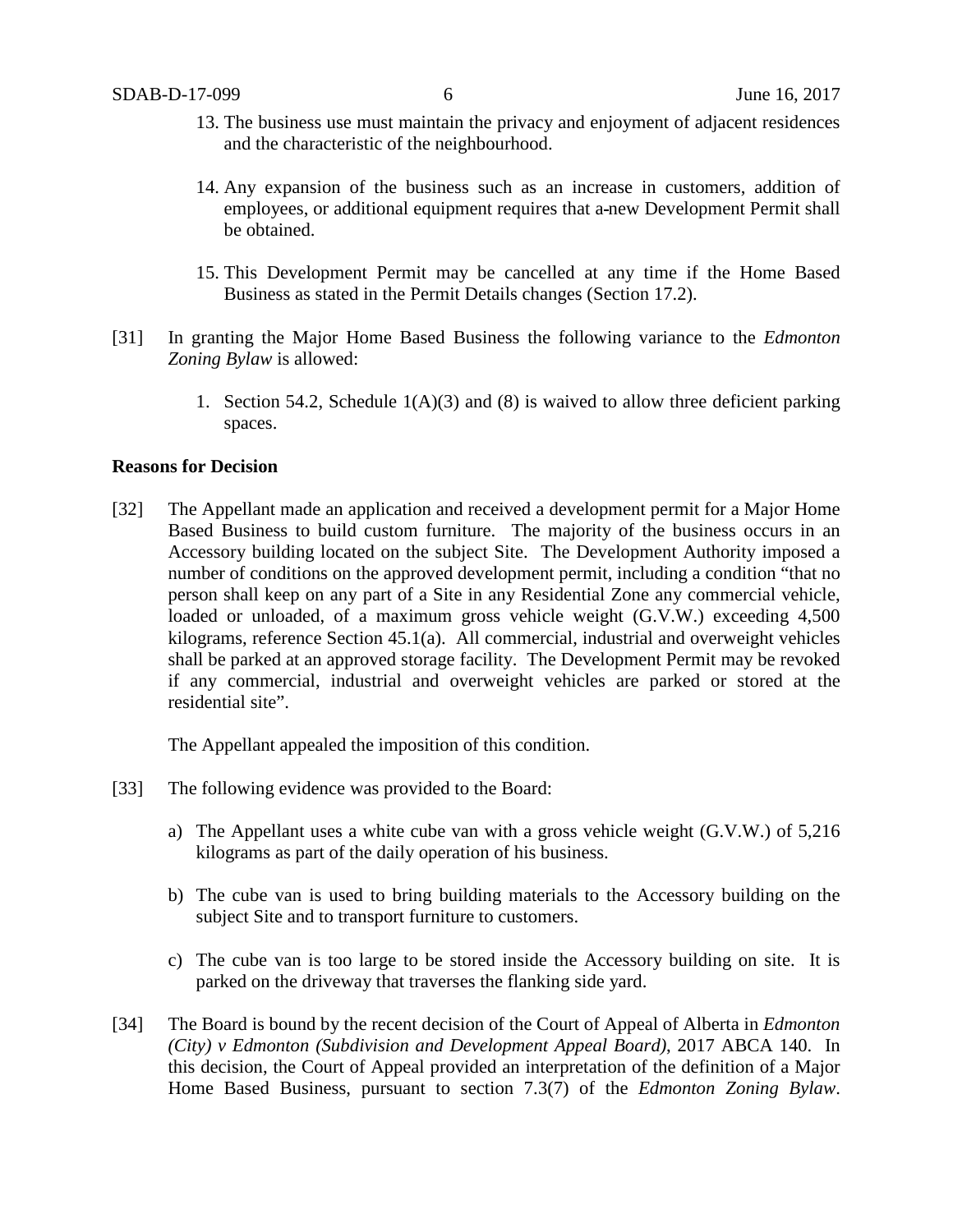13. The business use must maintain the privacy and enjoyment of adjacent residences and the characteristic of the neighbourhood.

14. Any expansion of the business such as an increase in customers, addition of employees, or additional equipment requires that a new Development Permit shall be obtained.

15. This Development Permit may be cancelled at any time if the Home Based Business as stated in the Permit Details changes (Section 17.2).

[31] In granting the Major Home Based Business the following variance to the *Edmonton Zoning Bylaw* is allowed:

1. Section 54.2, Schedule 1(A)(3) and (8) is waived to allow three deficient parking spaces.

**Reasons for Decision**

[32] The Appellant made an application and received a development permit for a Major Home Based Business to build custom furniture. The majority of the business occurs in an Accessory building located on the subject Site. The Development Authority imposed a number of conditions on the approved development permit, including a condition "that no person shall keep on any part of a Site in any Residential Zone any commercial vehicle, loaded or unloaded, of a maximum gross vehicle weight (G.V.W.) exceeding 4,500 kilograms, reference Section 45.1(a). All commercial, industrial and overweight vehicles shall be parked at an approved storage facility. The Development Permit may be revoked if any commercial, industrial and overweight vehicles are parked or stored at the residential site".

The Appellant appealed the imposition of this condition.

[33] The following evidence was provided to the Board:

a) The Appellant uses a white cube van with a gross vehicle weight (G.V.W.) of 5,216 kilograms as part of the daily operation of his business.

b) The cube van is used to bring building materials to the Accessory building on the subject Site and to transport furniture to customers.

c) The cube van is too large to be stored inside the Accessory building on site. It is parked on the driveway that traverses the flanking side yard.

[34] The Board is bound by the recent decision of the Court of Appeal of Alberta in *Edmonton (City) v Edmonton (Subdivision and Development Appeal Board)*, 2017 ABCA 140. In this decision, the Court of Appeal provided an interpretation of the definition of a Major Home Based Business, pursuant to section 7.3(7) of the *Edmonton Zoning Bylaw*.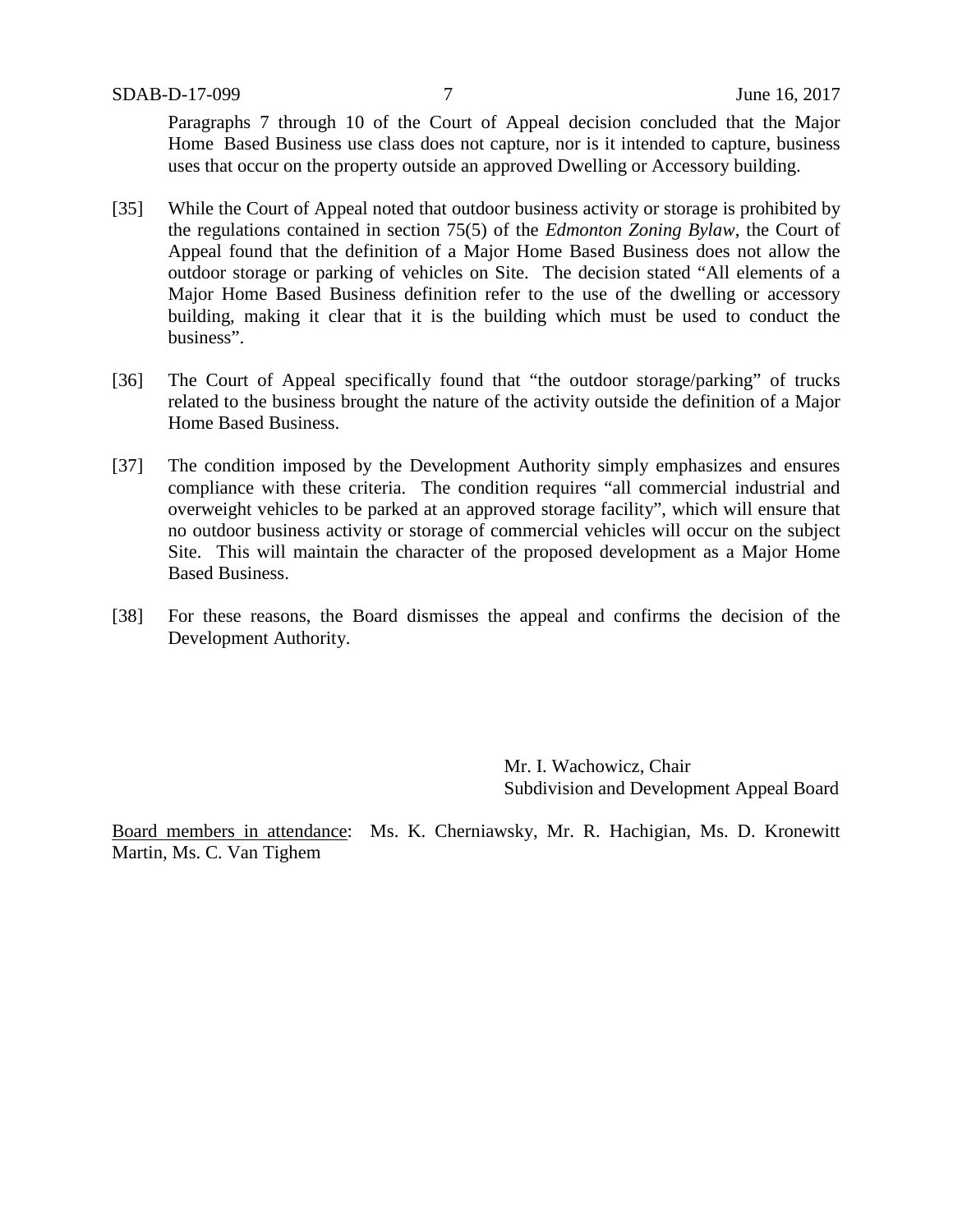Paragraphs 7 through 10 of the Court of Appeal decision concluded that the Major Home Based Business use class does not capture, nor is it intended to capture, business uses that occur on the property outside an approved Dwelling or Accessory building.

[35] While the Court of Appeal noted that outdoor business activity or storage is prohibited by the regulations contained in section 75(5) of the *Edmonton Zoning Bylaw*, the Court of Appeal found that the definition of a Major Home Based Business does not allow the outdoor storage or parking of vehicles on Site. The decision stated "All elements of a Major Home Based Business definition refer to the use of the dwelling or accessory building, making it clear that it is the building which must be used to conduct the business".

[36] The Court of Appeal specifically found that "the outdoor storage/parking" of trucks related to the business brought the nature of the activity outside the definition of a Major Home Based Business.

[37] The condition imposed by the Development Authority simply emphasizes and ensures compliance with these criteria. The condition requires "all commercial industrial and overweight vehicles to be parked at an approved storage facility", which will ensure that no outdoor business activity or storage of commercial vehicles will occur on the subject Site. This will maintain the character of the proposed development as a Major Home Based Business.

[38] For these reasons, the Board dismisses the appeal and confirms the decision of the Development Authority.

Mr. I. Wachowicz, Chair
Subdivision and Development Appeal Board

Board members in attendance: Ms. K. Cherniawsky, Mr. R. Hachigian, Ms. D. Kronewitt Martin, Ms. C. Van Tighem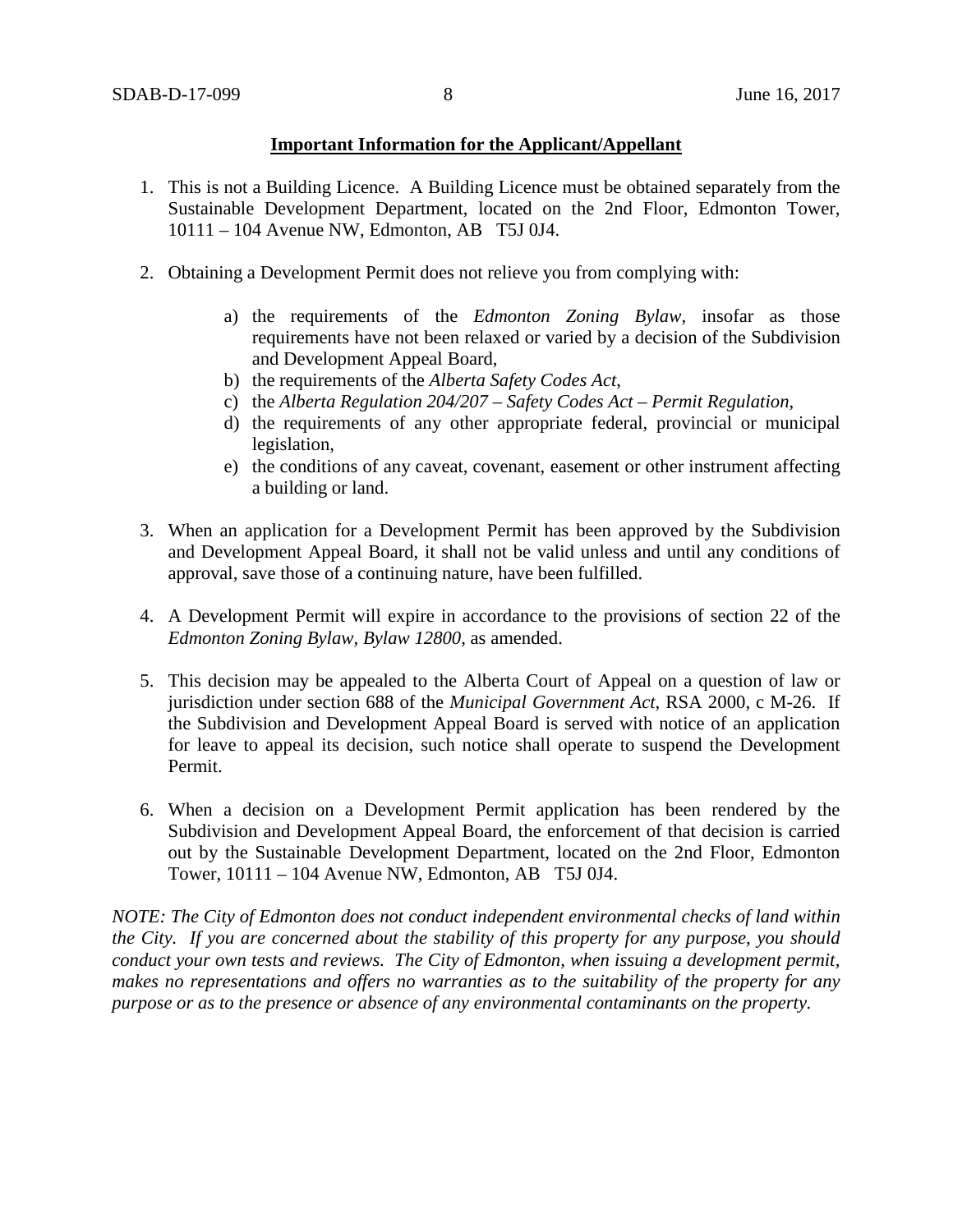**Important Information for the Applicant/Appellant**

1. This is not a Building Licence. A Building Licence must be obtained separately from the Sustainable Development Department, located on the 2nd Floor, Edmonton Tower, 10111 – 104 Avenue NW, Edmonton, AB T5J 0J4.

2. Obtaining a Development Permit does not relieve you from complying with:

    a) the requirements of the *Edmonton Zoning Bylaw*, insofar as those requirements have not been relaxed or varied by a decision of the Subdivision and Development Appeal Board,
    b) the requirements of the *Alberta Safety Codes Act*,
    c) the *Alberta Regulation 204/207 – Safety Codes Act – Permit Regulation*,
    d) the requirements of any other appropriate federal, provincial or municipal legislation,
    e) the conditions of any caveat, covenant, easement or other instrument affecting a building or land.

3. When an application for a Development Permit has been approved by the Subdivision and Development Appeal Board, it shall not be valid unless and until any conditions of approval, save those of a continuing nature, have been fulfilled.

4. A Development Permit will expire in accordance to the provisions of section 22 of the *Edmonton Zoning Bylaw, Bylaw 12800*, as amended.

5. This decision may be appealed to the Alberta Court of Appeal on a question of law or jurisdiction under section 688 of the *Municipal Government Act*, RSA 2000, c M-26. If the Subdivision and Development Appeal Board is served with notice of an application for leave to appeal its decision, such notice shall operate to suspend the Development Permit.

6. When a decision on a Development Permit application has been rendered by the Subdivision and Development Appeal Board, the enforcement of that decision is carried out by the Sustainable Development Department, located on the 2nd Floor, Edmonton Tower, 10111 – 104 Avenue NW, Edmonton, AB T5J 0J4.

*NOTE: The City of Edmonton does not conduct independent environmental checks of land within the City. If you are concerned about the stability of this property for any purpose, you should conduct your own tests and reviews. The City of Edmonton, when issuing a development permit, makes no representations and offers no warranties as to the suitability of the property for any purpose or as to the presence or absence of any environmental contaminants on the property.*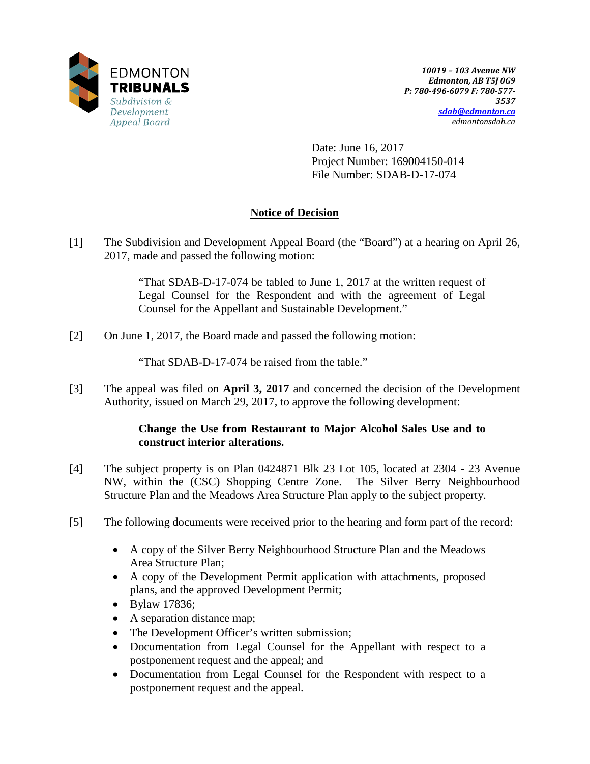EDMONTON
**TRIBUNALS**
*Subdivision & Development Appeal Board*

*10019 – 103 Avenue NW*
*Edmonton, AB T5J 0G9*
*P: 780-496-6079 F: 780-577-3537*
*sdab@edmonton.ca*
*edmontonsdab.ca*

Date: June 16, 2017
Project Number: 169004150-014
File Number: SDAB-D-17-074

## Notice of Decision

[1] The Subdivision and Development Appeal Board (the "Board") at a hearing on April 26, 2017, made and passed the following motion:

> "That SDAB-D-17-074 be tabled to June 1, 2017 at the written request of Legal Counsel for the Respondent and with the agreement of Legal Counsel for the Appellant and Sustainable Development."

[2] On June 1, 2017, the Board made and passed the following motion:

> "That SDAB-D-17-074 be raised from the table."

[3] The appeal was filed on **April 3, 2017** and concerned the decision of the Development Authority, issued on March 29, 2017, to approve the following development:

> **Change the Use from Restaurant to Major Alcohol Sales Use and to construct interior alterations.**

[4] The subject property is on Plan 0424871 Blk 23 Lot 105, located at 2304 - 23 Avenue NW, within the (CSC) Shopping Centre Zone. The Silver Berry Neighbourhood Structure Plan and the Meadows Area Structure Plan apply to the subject property.

[5] The following documents were received prior to the hearing and form part of the record:

- A copy of the Silver Berry Neighbourhood Structure Plan and the Meadows Area Structure Plan;
- A copy of the Development Permit application with attachments, proposed plans, and the approved Development Permit;
- Bylaw 17836;
- A separation distance map;
- The Development Officer's written submission;
- Documentation from Legal Counsel for the Appellant with respect to a postponement request and the appeal; and
- Documentation from Legal Counsel for the Respondent with respect to a postponement request and the appeal.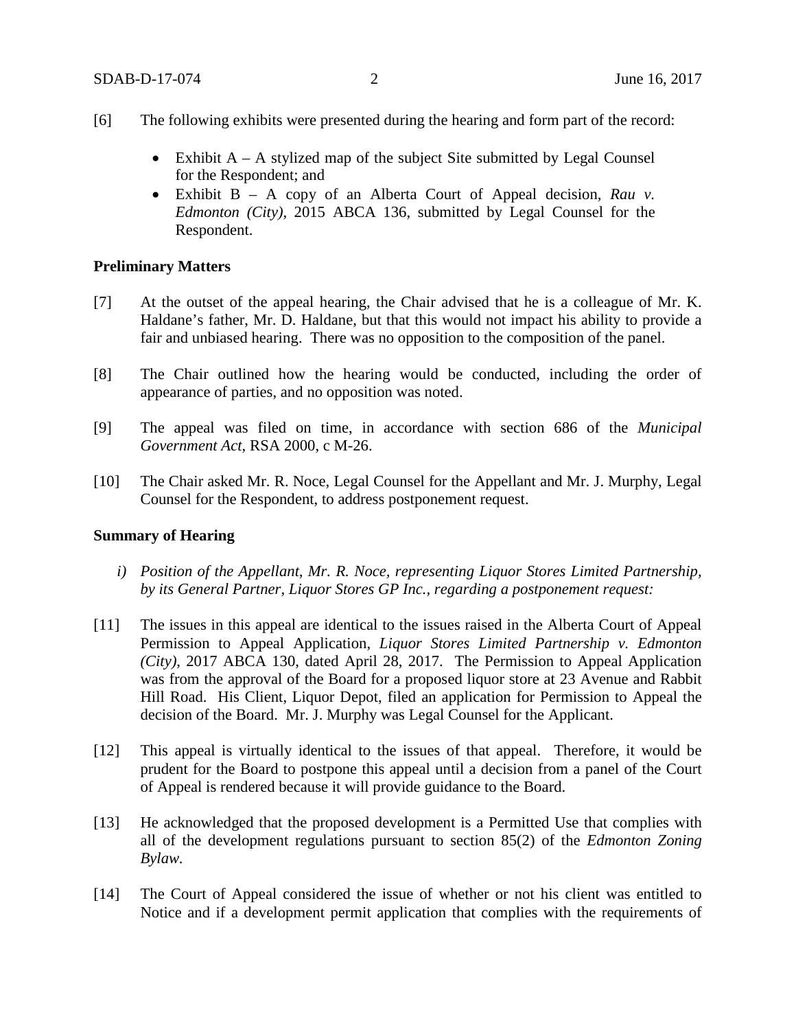[6] The following exhibits were presented during the hearing and form part of the record:

- Exhibit A – A stylized map of the subject Site submitted by Legal Counsel for the Respondent; and
- Exhibit B – A copy of an Alberta Court of Appeal decision, *Rau v. Edmonton (City)*, 2015 ABCA 136, submitted by Legal Counsel for the Respondent.

**Preliminary Matters**

[7] At the outset of the appeal hearing, the Chair advised that he is a colleague of Mr. K. Haldane's father, Mr. D. Haldane, but that this would not impact his ability to provide a fair and unbiased hearing. There was no opposition to the composition of the panel.

[8] The Chair outlined how the hearing would be conducted, including the order of appearance of parties, and no opposition was noted.

[9] The appeal was filed on time, in accordance with section 686 of the *Municipal Government Act*, RSA 2000, c M-26.

[10] The Chair asked Mr. R. Noce, Legal Counsel for the Appellant and Mr. J. Murphy, Legal Counsel for the Respondent, to address postponement request.

**Summary of Hearing**

*i) Position of the Appellant, Mr. R. Noce, representing Liquor Stores Limited Partnership, by its General Partner, Liquor Stores GP Inc., regarding a postponement request:*

[11] The issues in this appeal are identical to the issues raised in the Alberta Court of Appeal Permission to Appeal Application, *Liquor Stores Limited Partnership v. Edmonton (City)*, 2017 ABCA 130, dated April 28, 2017. The Permission to Appeal Application was from the approval of the Board for a proposed liquor store at 23 Avenue and Rabbit Hill Road. His Client, Liquor Depot, filed an application for Permission to Appeal the decision of the Board. Mr. J. Murphy was Legal Counsel for the Applicant.

[12] This appeal is virtually identical to the issues of that appeal. Therefore, it would be prudent for the Board to postpone this appeal until a decision from a panel of the Court of Appeal is rendered because it will provide guidance to the Board.

[13] He acknowledged that the proposed development is a Permitted Use that complies with all of the development regulations pursuant to section 85(2) of the *Edmonton Zoning Bylaw*.

[14] The Court of Appeal considered the issue of whether or not his client was entitled to Notice and if a development permit application that complies with the requirements of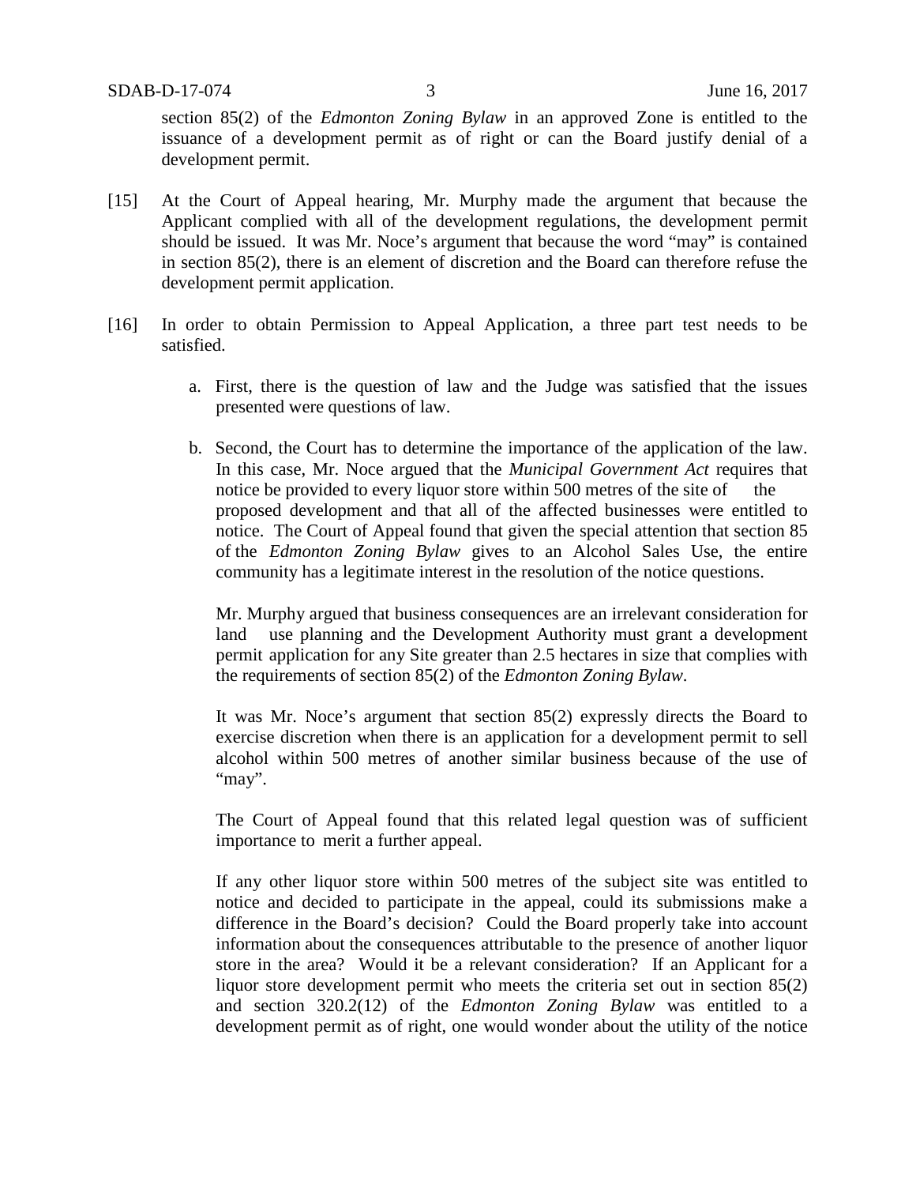section 85(2) of the *Edmonton Zoning Bylaw* in an approved Zone is entitled to the issuance of a development permit as of right or can the Board justify denial of a development permit.

[15] At the Court of Appeal hearing, Mr. Murphy made the argument that because the Applicant complied with all of the development regulations, the development permit should be issued. It was Mr. Noce's argument that because the word "may" is contained in section 85(2), there is an element of discretion and the Board can therefore refuse the development permit application.

[16] In order to obtain Permission to Appeal Application, a three part test needs to be satisfied.

a. First, there is the question of law and the Judge was satisfied that the issues presented were questions of law.

b. Second, the Court has to determine the importance of the application of the law. In this case, Mr. Noce argued that the *Municipal Government Act* requires that notice be provided to every liquor store within 500 metres of the site of the proposed development and that all of the affected businesses were entitled to notice. The Court of Appeal found that given the special attention that section 85 of the *Edmonton Zoning Bylaw* gives to an Alcohol Sales Use, the entire community has a legitimate interest in the resolution of the notice questions.

   Mr. Murphy argued that business consequences are an irrelevant consideration for land use planning and the Development Authority must grant a development permit application for any Site greater than 2.5 hectares in size that complies with the requirements of section 85(2) of the *Edmonton Zoning Bylaw*.

   It was Mr. Noce's argument that section 85(2) expressly directs the Board to exercise discretion when there is an application for a development permit to sell alcohol within 500 metres of another similar business because of the use of "may".

   The Court of Appeal found that this related legal question was of sufficient importance to merit a further appeal.

   If any other liquor store within 500 metres of the subject site was entitled to notice and decided to participate in the appeal, could its submissions make a difference in the Board's decision? Could the Board properly take into account information about the consequences attributable to the presence of another liquor store in the area? Would it be a relevant consideration? If an Applicant for a liquor store development permit who meets the criteria set out in section 85(2) and section 320.2(12) of the *Edmonton Zoning Bylaw* was entitled to a development permit as of right, one would wonder about the utility of the notice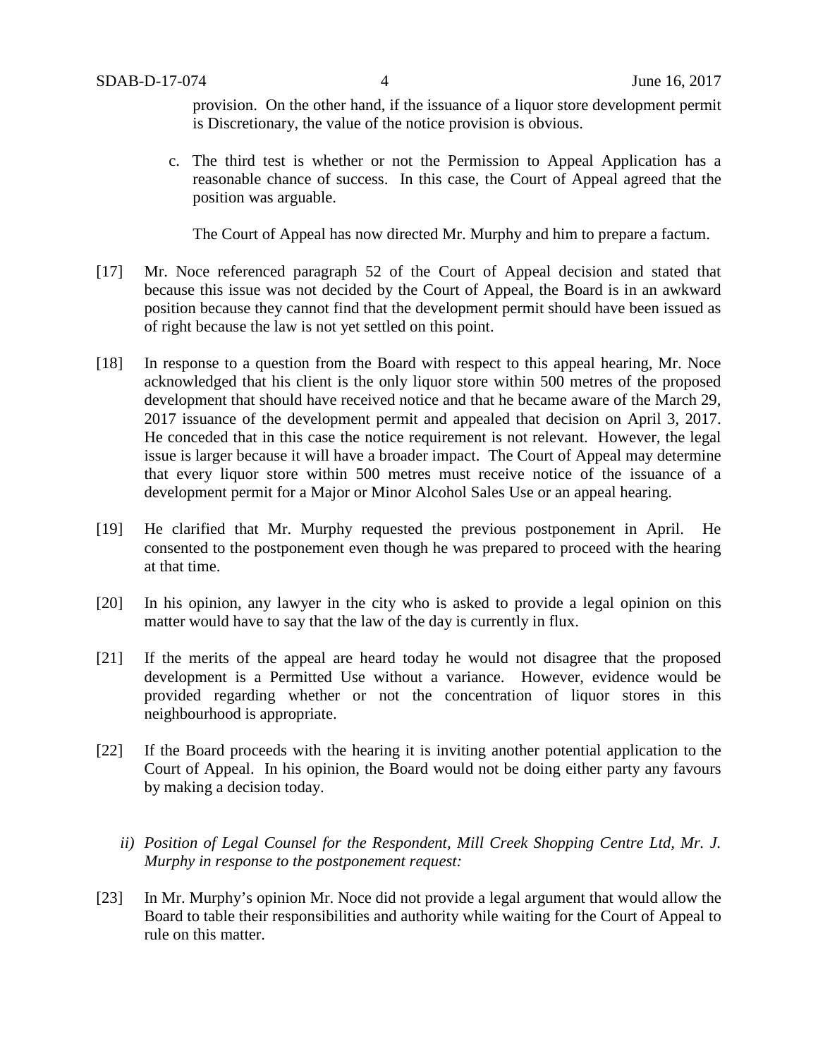provision. On the other hand, if the issuance of a liquor store development permit is Discretionary, the value of the notice provision is obvious.

c. The third test is whether or not the Permission to Appeal Application has a reasonable chance of success. In this case, the Court of Appeal agreed that the position was arguable.

   The Court of Appeal has now directed Mr. Murphy and him to prepare a factum.

[17] Mr. Noce referenced paragraph 52 of the Court of Appeal decision and stated that because this issue was not decided by the Court of Appeal, the Board is in an awkward position because they cannot find that the development permit should have been issued as of right because the law is not yet settled on this point.

[18] In response to a question from the Board with respect to this appeal hearing, Mr. Noce acknowledged that his client is the only liquor store within 500 metres of the proposed development that should have received notice and that he became aware of the March 29, 2017 issuance of the development permit and appealed that decision on April 3, 2017. He conceded that in this case the notice requirement is not relevant. However, the legal issue is larger because it will have a broader impact. The Court of Appeal may determine that every liquor store within 500 metres must receive notice of the issuance of a development permit for a Major or Minor Alcohol Sales Use or an appeal hearing.

[19] He clarified that Mr. Murphy requested the previous postponement in April. He consented to the postponement even though he was prepared to proceed with the hearing at that time.

[20] In his opinion, any lawyer in the city who is asked to provide a legal opinion on this matter would have to say that the law of the day is currently in flux.

[21] If the merits of the appeal are heard today he would not disagree that the proposed development is a Permitted Use without a variance. However, evidence would be provided regarding whether or not the concentration of liquor stores in this neighbourhood is appropriate.

[22] If the Board proceeds with the hearing it is inviting another potential application to the Court of Appeal. In his opinion, the Board would not be doing either party any favours by making a decision today.

*ii) Position of Legal Counsel for the Respondent, Mill Creek Shopping Centre Ltd, Mr. J. Murphy in response to the postponement request:*

[23] In Mr. Murphy's opinion Mr. Noce did not provide a legal argument that would allow the Board to table their responsibilities and authority while waiting for the Court of Appeal to rule on this matter.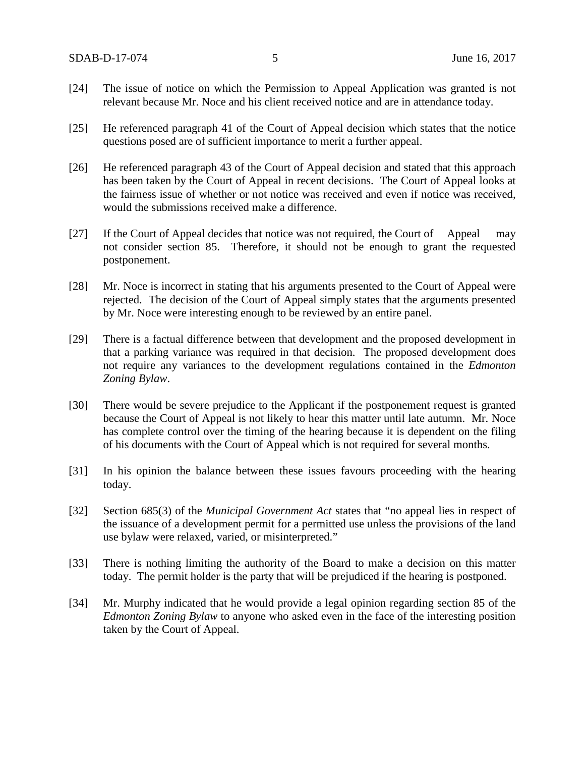[24] The issue of notice on which the Permission to Appeal Application was granted is not relevant because Mr. Noce and his client received notice and are in attendance today.

[25] He referenced paragraph 41 of the Court of Appeal decision which states that the notice questions posed are of sufficient importance to merit a further appeal.

[26] He referenced paragraph 43 of the Court of Appeal decision and stated that this approach has been taken by the Court of Appeal in recent decisions. The Court of Appeal looks at the fairness issue of whether or not notice was received and even if notice was received, would the submissions received make a difference.

[27] If the Court of Appeal decides that notice was not required, the Court of Appeal may not consider section 85. Therefore, it should not be enough to grant the requested postponement.

[28] Mr. Noce is incorrect in stating that his arguments presented to the Court of Appeal were rejected. The decision of the Court of Appeal simply states that the arguments presented by Mr. Noce were interesting enough to be reviewed by an entire panel.

[29] There is a factual difference between that development and the proposed development in that a parking variance was required in that decision. The proposed development does not require any variances to the development regulations contained in the *Edmonton Zoning Bylaw*.

[30] There would be severe prejudice to the Applicant if the postponement request is granted because the Court of Appeal is not likely to hear this matter until late autumn. Mr. Noce has complete control over the timing of the hearing because it is dependent on the filing of his documents with the Court of Appeal which is not required for several months.

[31] In his opinion the balance between these issues favours proceeding with the hearing today.

[32] Section 685(3) of the *Municipal Government Act* states that "no appeal lies in respect of the issuance of a development permit for a permitted use unless the provisions of the land use bylaw were relaxed, varied, or misinterpreted."

[33] There is nothing limiting the authority of the Board to make a decision on this matter today. The permit holder is the party that will be prejudiced if the hearing is postponed.

[34] Mr. Murphy indicated that he would provide a legal opinion regarding section 85 of the *Edmonton Zoning Bylaw* to anyone who asked even in the face of the interesting position taken by the Court of Appeal.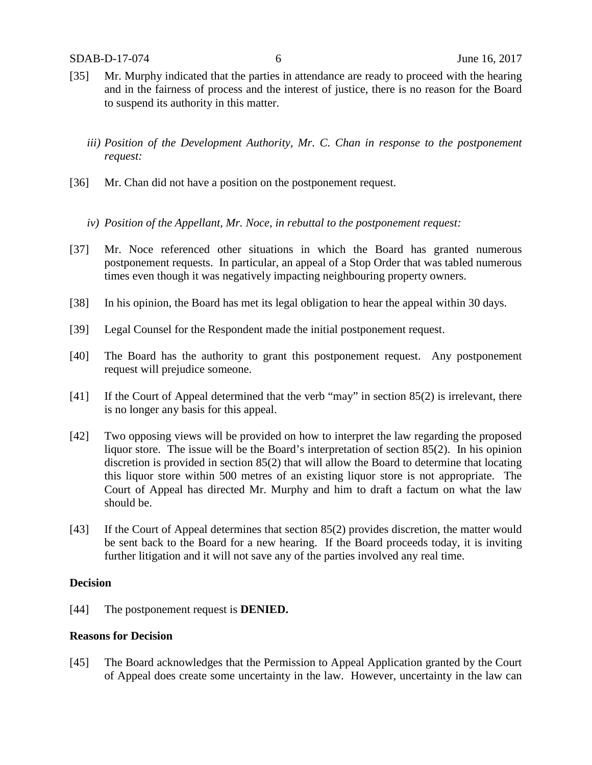[35] Mr. Murphy indicated that the parties in attendance are ready to proceed with the hearing and in the fairness of process and the interest of justice, there is no reason for the Board to suspend its authority in this matter.

*iii) Position of the Development Authority, Mr. C. Chan in response to the postponement request:*

[36] Mr. Chan did not have a position on the postponement request.

*iv) Position of the Appellant, Mr. Noce, in rebuttal to the postponement request:*

[37] Mr. Noce referenced other situations in which the Board has granted numerous postponement requests. In particular, an appeal of a Stop Order that was tabled numerous times even though it was negatively impacting neighbouring property owners.

[38] In his opinion, the Board has met its legal obligation to hear the appeal within 30 days.

[39] Legal Counsel for the Respondent made the initial postponement request.

[40] The Board has the authority to grant this postponement request. Any postponement request will prejudice someone.

[41] If the Court of Appeal determined that the verb "may" in section 85(2) is irrelevant, there is no longer any basis for this appeal.

[42] Two opposing views will be provided on how to interpret the law regarding the proposed liquor store. The issue will be the Board's interpretation of section 85(2). In his opinion discretion is provided in section 85(2) that will allow the Board to determine that locating this liquor store within 500 metres of an existing liquor store is not appropriate. The Court of Appeal has directed Mr. Murphy and him to draft a factum on what the law should be.

[43] If the Court of Appeal determines that section 85(2) provides discretion, the matter would be sent back to the Board for a new hearing. If the Board proceeds today, it is inviting further litigation and it will not save any of the parties involved any real time.

**Decision**

[44] The postponement request is **DENIED.**

**Reasons for Decision**

[45] The Board acknowledges that the Permission to Appeal Application granted by the Court of Appeal does create some uncertainty in the law. However, uncertainty in the law can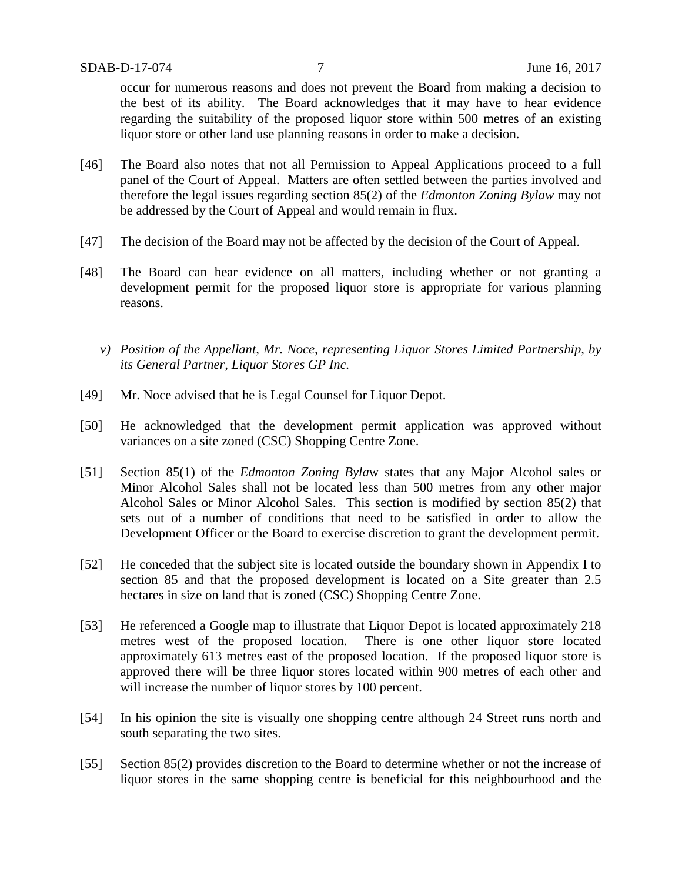occur for numerous reasons and does not prevent the Board from making a decision to the best of its ability. The Board acknowledges that it may have to hear evidence regarding the suitability of the proposed liquor store within 500 metres of an existing liquor store or other land use planning reasons in order to make a decision.

[46] The Board also notes that not all Permission to Appeal Applications proceed to a full panel of the Court of Appeal. Matters are often settled between the parties involved and therefore the legal issues regarding section 85(2) of the *Edmonton Zoning Bylaw* may not be addressed by the Court of Appeal and would remain in flux.

[47] The decision of the Board may not be affected by the decision of the Court of Appeal.

[48] The Board can hear evidence on all matters, including whether or not granting a development permit for the proposed liquor store is appropriate for various planning reasons.

*v) Position of the Appellant, Mr. Noce, representing Liquor Stores Limited Partnership, by its General Partner, Liquor Stores GP Inc.*

[49] Mr. Noce advised that he is Legal Counsel for Liquor Depot.

[50] He acknowledged that the development permit application was approved without variances on a site zoned (CSC) Shopping Centre Zone.

[51] Section 85(1) of the *Edmonton Zoning Bylaw* states that any Major Alcohol sales or Minor Alcohol Sales shall not be located less than 500 metres from any other major Alcohol Sales or Minor Alcohol Sales. This section is modified by section 85(2) that sets out of a number of conditions that need to be satisfied in order to allow the Development Officer or the Board to exercise discretion to grant the development permit.

[52] He conceded that the subject site is located outside the boundary shown in Appendix I to section 85 and that the proposed development is located on a Site greater than 2.5 hectares in size on land that is zoned (CSC) Shopping Centre Zone.

[53] He referenced a Google map to illustrate that Liquor Depot is located approximately 218 metres west of the proposed location. There is one other liquor store located approximately 613 metres east of the proposed location. If the proposed liquor store is approved there will be three liquor stores located within 900 metres of each other and will increase the number of liquor stores by 100 percent.

[54] In his opinion the site is visually one shopping centre although 24 Street runs north and south separating the two sites.

[55] Section 85(2) provides discretion to the Board to determine whether or not the increase of liquor stores in the same shopping centre is beneficial for this neighbourhood and the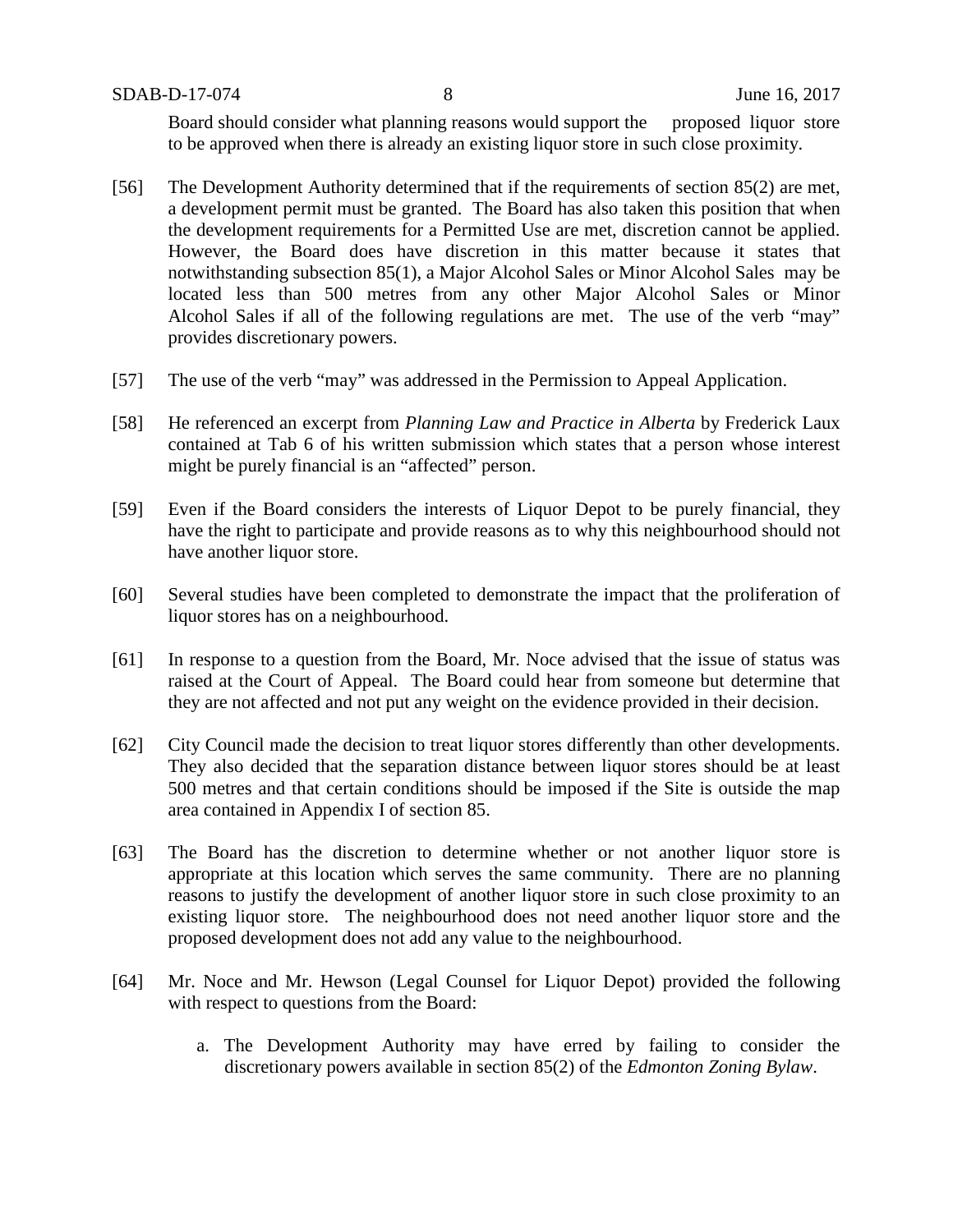Board should consider what planning reasons would support the proposed liquor store to be approved when there is already an existing liquor store in such close proximity.

[56] The Development Authority determined that if the requirements of section 85(2) are met, a development permit must be granted. The Board has also taken this position that when the development requirements for a Permitted Use are met, discretion cannot be applied. However, the Board does have discretion in this matter because it states that notwithstanding subsection 85(1), a Major Alcohol Sales or Minor Alcohol Sales may be located less than 500 metres from any other Major Alcohol Sales or Minor Alcohol Sales if all of the following regulations are met. The use of the verb "may" provides discretionary powers.

[57] The use of the verb "may" was addressed in the Permission to Appeal Application.

[58] He referenced an excerpt from *Planning Law and Practice in Alberta* by Frederick Laux contained at Tab 6 of his written submission which states that a person whose interest might be purely financial is an "affected" person.

[59] Even if the Board considers the interests of Liquor Depot to be purely financial, they have the right to participate and provide reasons as to why this neighbourhood should not have another liquor store.

[60] Several studies have been completed to demonstrate the impact that the proliferation of liquor stores has on a neighbourhood.

[61] In response to a question from the Board, Mr. Noce advised that the issue of status was raised at the Court of Appeal. The Board could hear from someone but determine that they are not affected and not put any weight on the evidence provided in their decision.

[62] City Council made the decision to treat liquor stores differently than other developments. They also decided that the separation distance between liquor stores should be at least 500 metres and that certain conditions should be imposed if the Site is outside the map area contained in Appendix I of section 85.

[63] The Board has the discretion to determine whether or not another liquor store is appropriate at this location which serves the same community. There are no planning reasons to justify the development of another liquor store in such close proximity to an existing liquor store. The neighbourhood does not need another liquor store and the proposed development does not add any value to the neighbourhood.

[64] Mr. Noce and Mr. Hewson (Legal Counsel for Liquor Depot) provided the following with respect to questions from the Board:

a. The Development Authority may have erred by failing to consider the discretionary powers available in section 85(2) of the *Edmonton Zoning Bylaw*.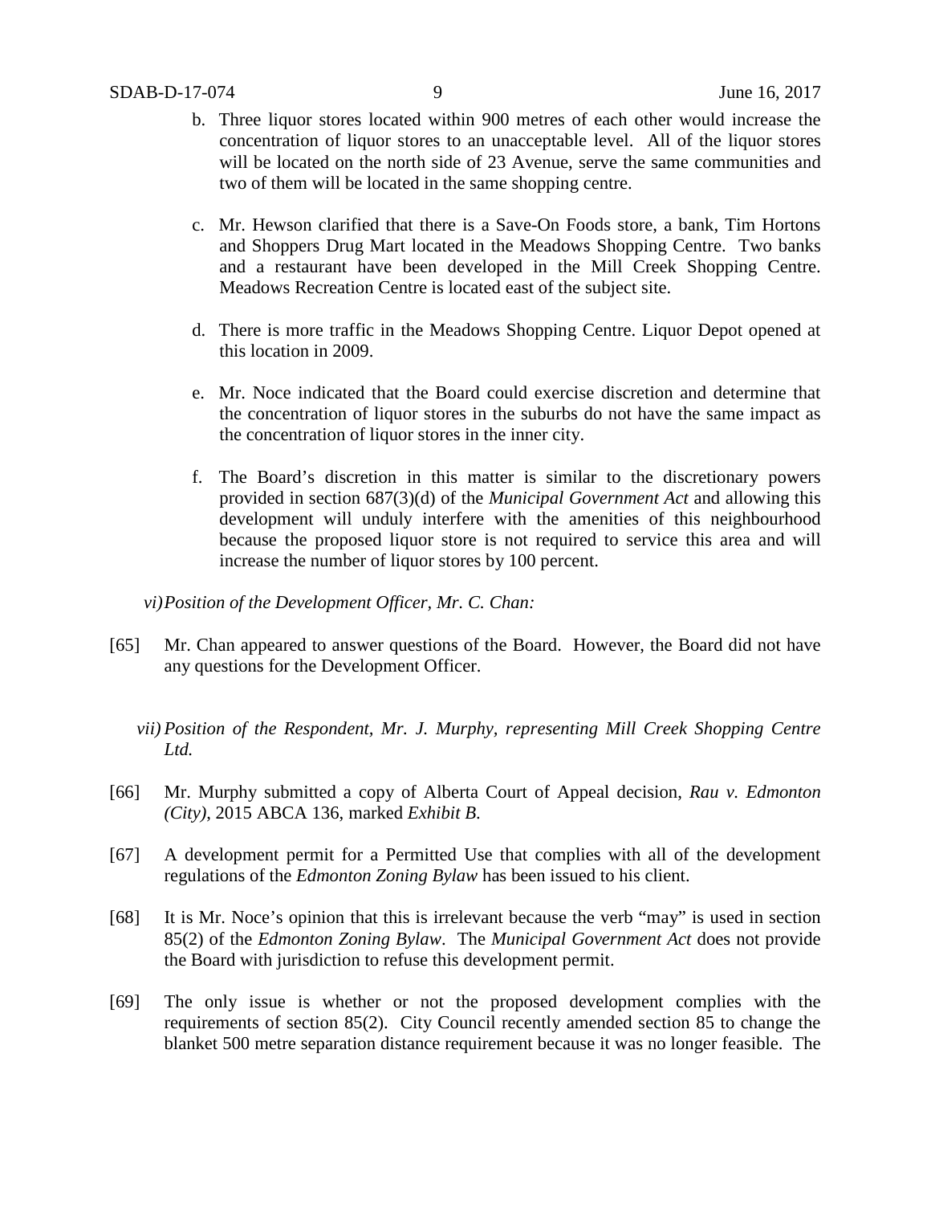b. Three liquor stores located within 900 metres of each other would increase the concentration of liquor stores to an unacceptable level. All of the liquor stores will be located on the north side of 23 Avenue, serve the same communities and two of them will be located in the same shopping centre.

c. Mr. Hewson clarified that there is a Save-On Foods store, a bank, Tim Hortons and Shoppers Drug Mart located in the Meadows Shopping Centre. Two banks and a restaurant have been developed in the Mill Creek Shopping Centre. Meadows Recreation Centre is located east of the subject site.

d. There is more traffic in the Meadows Shopping Centre. Liquor Depot opened at this location in 2009.

e. Mr. Noce indicated that the Board could exercise discretion and determine that the concentration of liquor stores in the suburbs do not have the same impact as the concentration of liquor stores in the inner city.

f. The Board's discretion in this matter is similar to the discretionary powers provided in section 687(3)(d) of the *Municipal Government Act* and allowing this development will unduly interfere with the amenities of this neighbourhood because the proposed liquor store is not required to service this area and will increase the number of liquor stores by 100 percent.

*vi) Position of the Development Officer, Mr. C. Chan:*

[65] Mr. Chan appeared to answer questions of the Board. However, the Board did not have any questions for the Development Officer.

*vii) Position of the Respondent, Mr. J. Murphy, representing Mill Creek Shopping Centre Ltd.*

[66] Mr. Murphy submitted a copy of Alberta Court of Appeal decision, *Rau v. Edmonton (City)*, 2015 ABCA 136, marked *Exhibit B.*

[67] A development permit for a Permitted Use that complies with all of the development regulations of the *Edmonton Zoning Bylaw* has been issued to his client.

[68] It is Mr. Noce's opinion that this is irrelevant because the verb "may" is used in section 85(2) of the *Edmonton Zoning Bylaw*. The *Municipal Government Act* does not provide the Board with jurisdiction to refuse this development permit.

[69] The only issue is whether or not the proposed development complies with the requirements of section 85(2). City Council recently amended section 85 to change the blanket 500 metre separation distance requirement because it was no longer feasible. The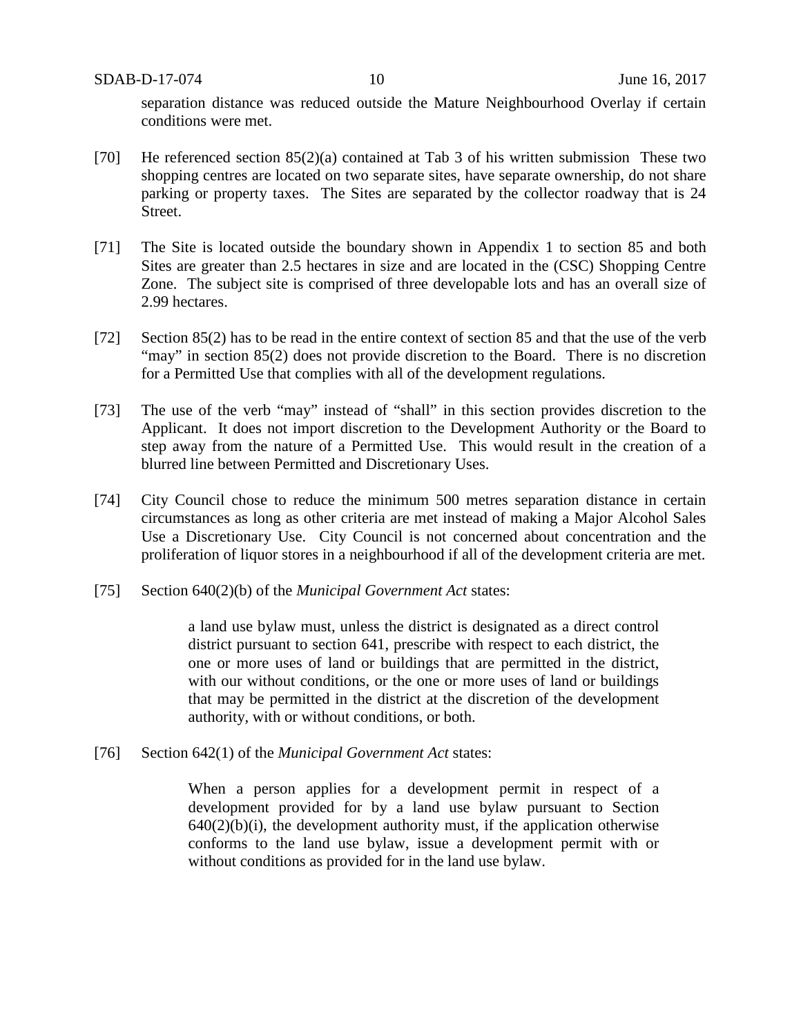separation distance was reduced outside the Mature Neighbourhood Overlay if certain conditions were met.

[70] He referenced section 85(2)(a) contained at Tab 3 of his written submission These two shopping centres are located on two separate sites, have separate ownership, do not share parking or property taxes. The Sites are separated by the collector roadway that is 24 Street.

[71] The Site is located outside the boundary shown in Appendix 1 to section 85 and both Sites are greater than 2.5 hectares in size and are located in the (CSC) Shopping Centre Zone. The subject site is comprised of three developable lots and has an overall size of 2.99 hectares.

[72] Section 85(2) has to be read in the entire context of section 85 and that the use of the verb "may" in section 85(2) does not provide discretion to the Board. There is no discretion for a Permitted Use that complies with all of the development regulations.

[73] The use of the verb "may" instead of "shall" in this section provides discretion to the Applicant. It does not import discretion to the Development Authority or the Board to step away from the nature of a Permitted Use. This would result in the creation of a blurred line between Permitted and Discretionary Uses.

[74] City Council chose to reduce the minimum 500 metres separation distance in certain circumstances as long as other criteria are met instead of making a Major Alcohol Sales Use a Discretionary Use. City Council is not concerned about concentration and the proliferation of liquor stores in a neighbourhood if all of the development criteria are met.

[75] Section 640(2)(b) of the *Municipal Government Act* states:

> a land use bylaw must, unless the district is designated as a direct control district pursuant to section 641, prescribe with respect to each district, the one or more uses of land or buildings that are permitted in the district, with our without conditions, or the one or more uses of land or buildings that may be permitted in the district at the discretion of the development authority, with or without conditions, or both.

[76] Section 642(1) of the *Municipal Government Act* states:

> When a person applies for a development permit in respect of a development provided for by a land use bylaw pursuant to Section 640(2)(b)(i), the development authority must, if the application otherwise conforms to the land use bylaw, issue a development permit with or without conditions as provided for in the land use bylaw.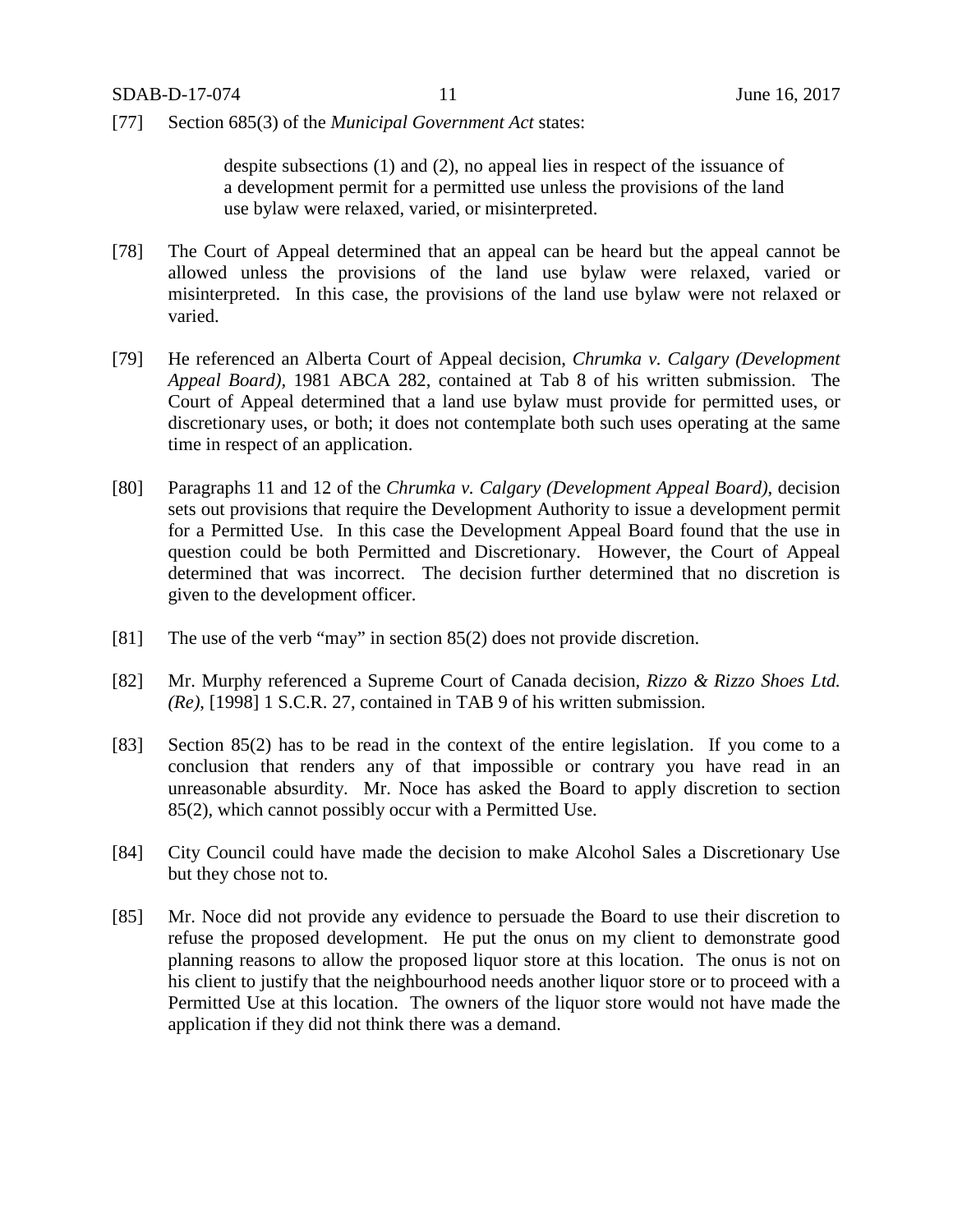[77] Section 685(3) of the *Municipal Government Act* states:

> despite subsections (1) and (2), no appeal lies in respect of the issuance of a development permit for a permitted use unless the provisions of the land use bylaw were relaxed, varied, or misinterpreted.

[78] The Court of Appeal determined that an appeal can be heard but the appeal cannot be allowed unless the provisions of the land use bylaw were relaxed, varied or misinterpreted. In this case, the provisions of the land use bylaw were not relaxed or varied.

[79] He referenced an Alberta Court of Appeal decision, *Chrumka v. Calgary (Development Appeal Board)*, 1981 ABCA 282, contained at Tab 8 of his written submission. The Court of Appeal determined that a land use bylaw must provide for permitted uses, or discretionary uses, or both; it does not contemplate both such uses operating at the same time in respect of an application.

[80] Paragraphs 11 and 12 of the *Chrumka v. Calgary (Development Appeal Board)*, decision sets out provisions that require the Development Authority to issue a development permit for a Permitted Use. In this case the Development Appeal Board found that the use in question could be both Permitted and Discretionary. However, the Court of Appeal determined that was incorrect. The decision further determined that no discretion is given to the development officer.

[81] The use of the verb "may" in section 85(2) does not provide discretion.

[82] Mr. Murphy referenced a Supreme Court of Canada decision, *Rizzo & Rizzo Shoes Ltd. (Re)*, [1998] 1 S.C.R. 27, contained in TAB 9 of his written submission.

[83] Section 85(2) has to be read in the context of the entire legislation. If you come to a conclusion that renders any of that impossible or contrary you have read in an unreasonable absurdity. Mr. Noce has asked the Board to apply discretion to section 85(2), which cannot possibly occur with a Permitted Use.

[84] City Council could have made the decision to make Alcohol Sales a Discretionary Use but they chose not to.

[85] Mr. Noce did not provide any evidence to persuade the Board to use their discretion to refuse the proposed development. He put the onus on my client to demonstrate good planning reasons to allow the proposed liquor store at this location. The onus is not on his client to justify that the neighbourhood needs another liquor store or to proceed with a Permitted Use at this location. The owners of the liquor store would not have made the application if they did not think there was a demand.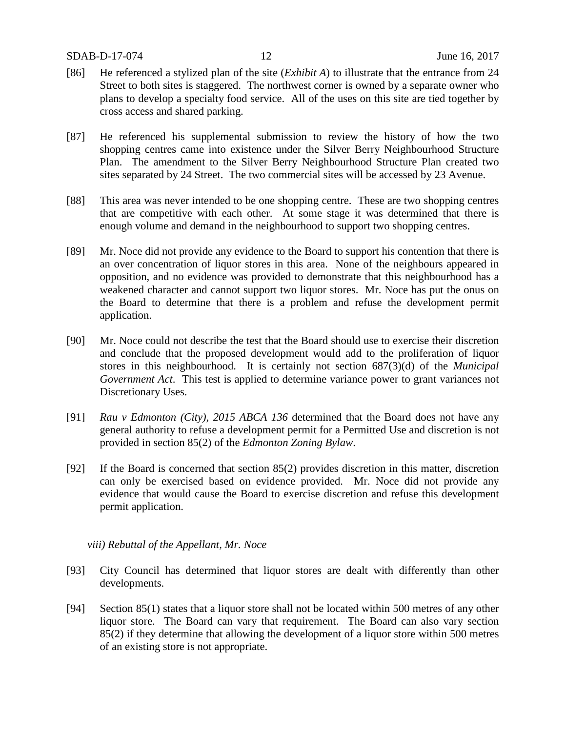[86] He referenced a stylized plan of the site (*Exhibit A*) to illustrate that the entrance from 24 Street to both sites is staggered. The northwest corner is owned by a separate owner who plans to develop a specialty food service. All of the uses on this site are tied together by cross access and shared parking.

[87] He referenced his supplemental submission to review the history of how the two shopping centres came into existence under the Silver Berry Neighbourhood Structure Plan. The amendment to the Silver Berry Neighbourhood Structure Plan created two sites separated by 24 Street. The two commercial sites will be accessed by 23 Avenue.

[88] This area was never intended to be one shopping centre. These are two shopping centres that are competitive with each other. At some stage it was determined that there is enough volume and demand in the neighbourhood to support two shopping centres.

[89] Mr. Noce did not provide any evidence to the Board to support his contention that there is an over concentration of liquor stores in this area. None of the neighbours appeared in opposition, and no evidence was provided to demonstrate that this neighbourhood has a weakened character and cannot support two liquor stores. Mr. Noce has put the onus on the Board to determine that there is a problem and refuse the development permit application.

[90] Mr. Noce could not describe the test that the Board should use to exercise their discretion and conclude that the proposed development would add to the proliferation of liquor stores in this neighbourhood. It is certainly not section 687(3)(d) of the *Municipal Government Act*. This test is applied to determine variance power to grant variances not Discretionary Uses.

[91] *Rau v Edmonton (City), 2015 ABCA 136* determined that the Board does not have any general authority to refuse a development permit for a Permitted Use and discretion is not provided in section 85(2) of the *Edmonton Zoning Bylaw*.

[92] If the Board is concerned that section 85(2) provides discretion in this matter, discretion can only be exercised based on evidence provided. Mr. Noce did not provide any evidence that would cause the Board to exercise discretion and refuse this development permit application.

*viii) Rebuttal of the Appellant, Mr. Noce*

[93] City Council has determined that liquor stores are dealt with differently than other developments.

[94] Section 85(1) states that a liquor store shall not be located within 500 metres of any other liquor store. The Board can vary that requirement. The Board can also vary section 85(2) if they determine that allowing the development of a liquor store within 500 metres of an existing store is not appropriate.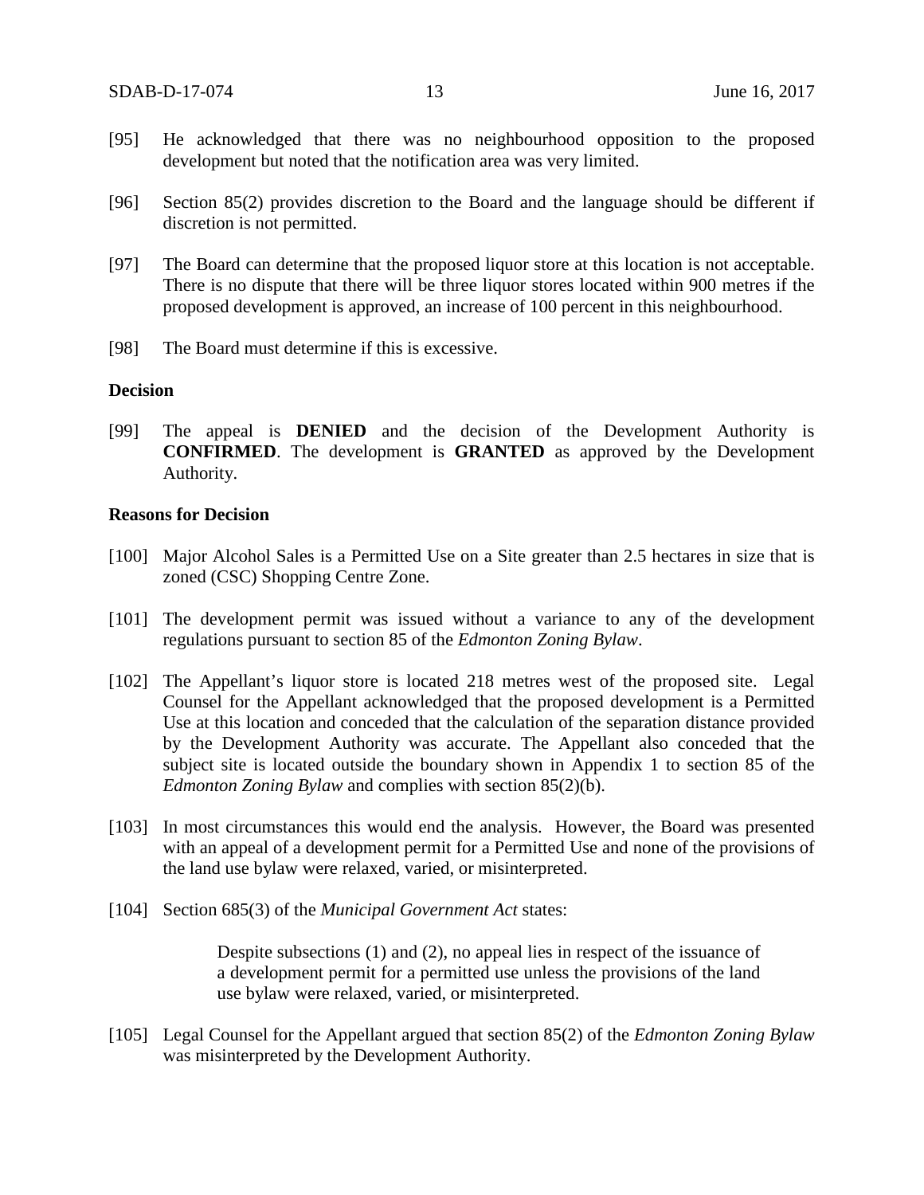[95] He acknowledged that there was no neighbourhood opposition to the proposed development but noted that the notification area was very limited.

[96] Section 85(2) provides discretion to the Board and the language should be different if discretion is not permitted.

[97] The Board can determine that the proposed liquor store at this location is not acceptable. There is no dispute that there will be three liquor stores located within 900 metres if the proposed development is approved, an increase of 100 percent in this neighbourhood.

[98] The Board must determine if this is excessive.

**Decision**

[99] The appeal is **DENIED** and the decision of the Development Authority is **CONFIRMED**. The development is **GRANTED** as approved by the Development Authority.

**Reasons for Decision**

[100] Major Alcohol Sales is a Permitted Use on a Site greater than 2.5 hectares in size that is zoned (CSC) Shopping Centre Zone.

[101] The development permit was issued without a variance to any of the development regulations pursuant to section 85 of the *Edmonton Zoning Bylaw*.

[102] The Appellant's liquor store is located 218 metres west of the proposed site. Legal Counsel for the Appellant acknowledged that the proposed development is a Permitted Use at this location and conceded that the calculation of the separation distance provided by the Development Authority was accurate. The Appellant also conceded that the subject site is located outside the boundary shown in Appendix 1 to section 85 of the *Edmonton Zoning Bylaw* and complies with section 85(2)(b).

[103] In most circumstances this would end the analysis. However, the Board was presented with an appeal of a development permit for a Permitted Use and none of the provisions of the land use bylaw were relaxed, varied, or misinterpreted.

[104] Section 685(3) of the *Municipal Government Act* states:

> Despite subsections (1) and (2), no appeal lies in respect of the issuance of a development permit for a permitted use unless the provisions of the land use bylaw were relaxed, varied, or misinterpreted.

[105] Legal Counsel for the Appellant argued that section 85(2) of the *Edmonton Zoning Bylaw* was misinterpreted by the Development Authority.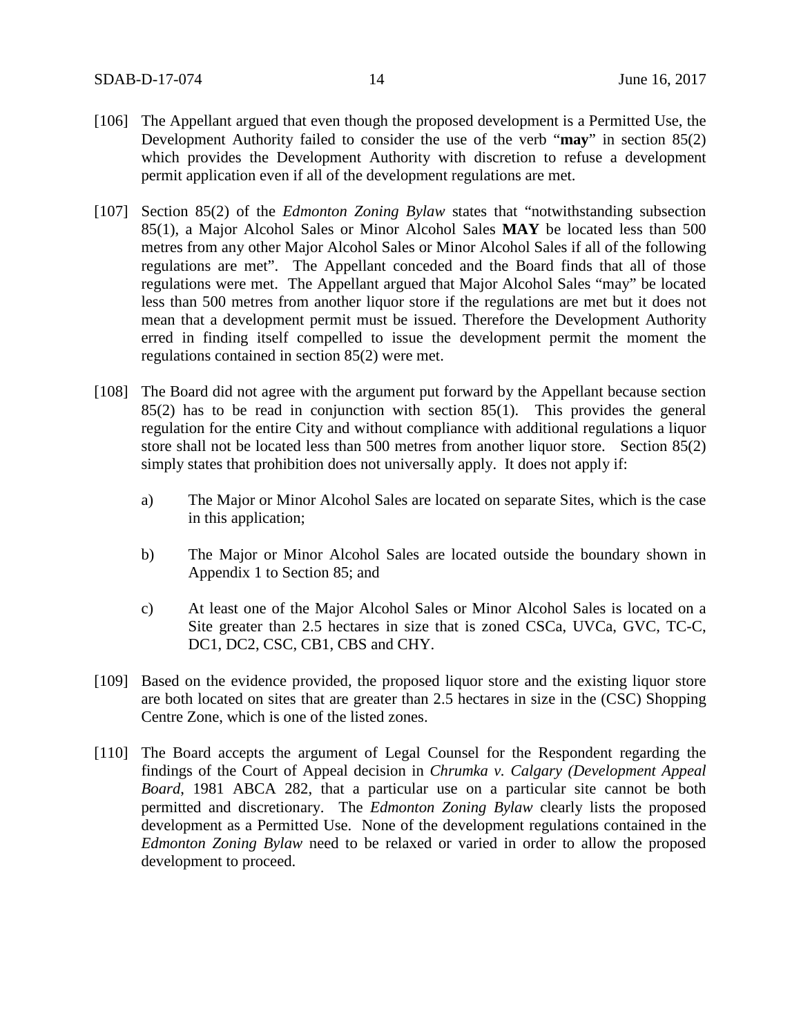[106] The Appellant argued that even though the proposed development is a Permitted Use, the Development Authority failed to consider the use of the verb "**may**" in section 85(2) which provides the Development Authority with discretion to refuse a development permit application even if all of the development regulations are met.

[107] Section 85(2) of the *Edmonton Zoning Bylaw* states that "notwithstanding subsection 85(1), a Major Alcohol Sales or Minor Alcohol Sales **MAY** be located less than 500 metres from any other Major Alcohol Sales or Minor Alcohol Sales if all of the following regulations are met". The Appellant conceded and the Board finds that all of those regulations were met. The Appellant argued that Major Alcohol Sales "may" be located less than 500 metres from another liquor store if the regulations are met but it does not mean that a development permit must be issued. Therefore the Development Authority erred in finding itself compelled to issue the development permit the moment the regulations contained in section 85(2) were met.

[108] The Board did not agree with the argument put forward by the Appellant because section 85(2) has to be read in conjunction with section 85(1). This provides the general regulation for the entire City and without compliance with additional regulations a liquor store shall not be located less than 500 metres from another liquor store. Section 85(2) simply states that prohibition does not universally apply. It does not apply if:

a) The Major or Minor Alcohol Sales are located on separate Sites, which is the case in this application;

b) The Major or Minor Alcohol Sales are located outside the boundary shown in Appendix 1 to Section 85; and

c) At least one of the Major Alcohol Sales or Minor Alcohol Sales is located on a Site greater than 2.5 hectares in size that is zoned CSCa, UVCa, GVC, TC-C, DC1, DC2, CSC, CB1, CBS and CHY.

[109] Based on the evidence provided, the proposed liquor store and the existing liquor store are both located on sites that are greater than 2.5 hectares in size in the (CSC) Shopping Centre Zone, which is one of the listed zones.

[110] The Board accepts the argument of Legal Counsel for the Respondent regarding the findings of the Court of Appeal decision in *Chrumka v. Calgary (Development Appeal Board*, 1981 ABCA 282, that a particular use on a particular site cannot be both permitted and discretionary. The *Edmonton Zoning Bylaw* clearly lists the proposed development as a Permitted Use. None of the development regulations contained in the *Edmonton Zoning Bylaw* need to be relaxed or varied in order to allow the proposed development to proceed.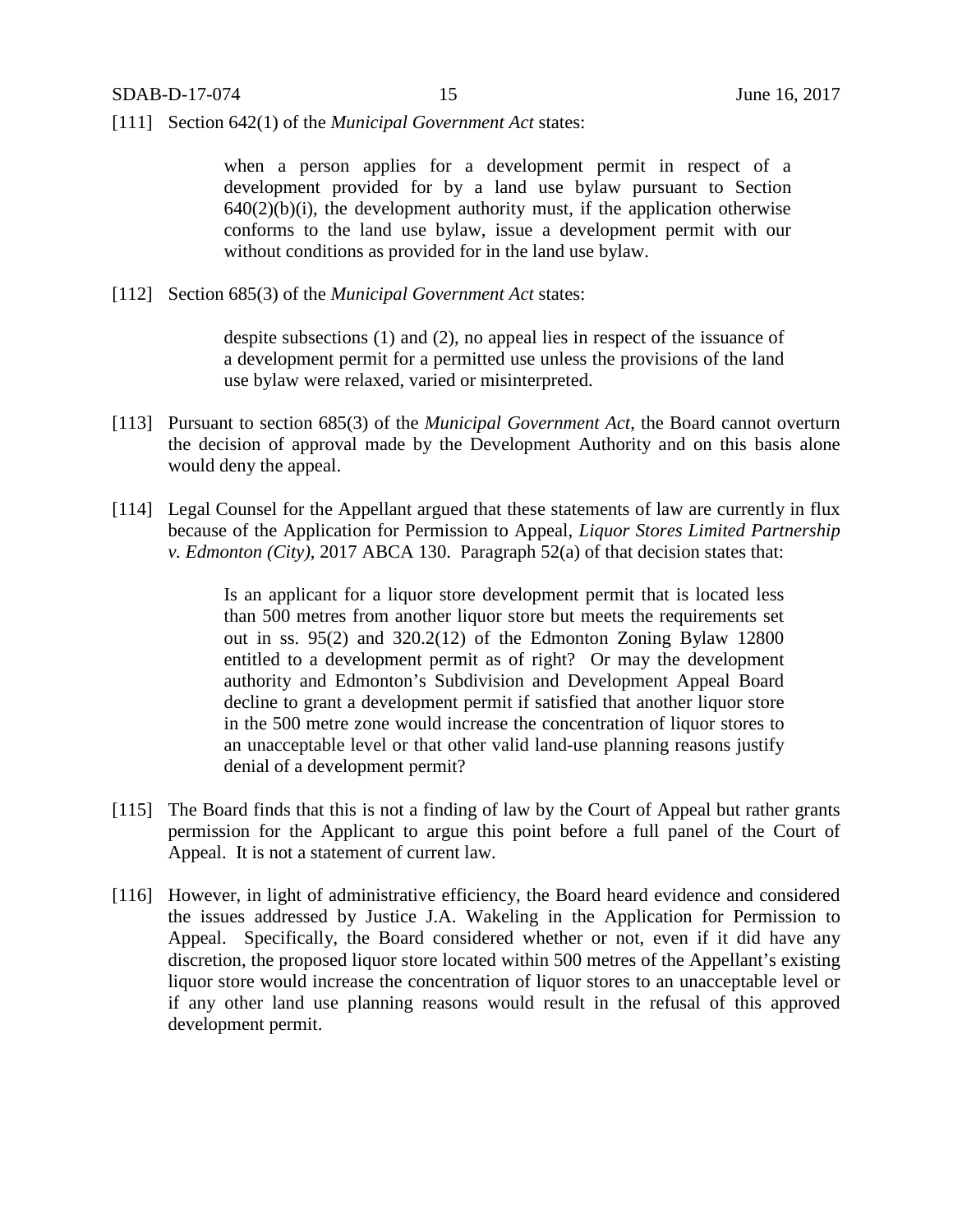[111] Section 642(1) of the *Municipal Government Act* states:

> when a person applies for a development permit in respect of a development provided for by a land use bylaw pursuant to Section 640(2)(b)(i), the development authority must, if the application otherwise conforms to the land use bylaw, issue a development permit with our without conditions as provided for in the land use bylaw.

[112] Section 685(3) of the *Municipal Government Act* states:

> despite subsections (1) and (2), no appeal lies in respect of the issuance of a development permit for a permitted use unless the provisions of the land use bylaw were relaxed, varied or misinterpreted.

[113] Pursuant to section 685(3) of the *Municipal Government Act*, the Board cannot overturn the decision of approval made by the Development Authority and on this basis alone would deny the appeal.

[114] Legal Counsel for the Appellant argued that these statements of law are currently in flux because of the Application for Permission to Appeal, *Liquor Stores Limited Partnership v. Edmonton (City)*, 2017 ABCA 130. Paragraph 52(a) of that decision states that:

> Is an applicant for a liquor store development permit that is located less than 500 metres from another liquor store but meets the requirements set out in ss. 95(2) and 320.2(12) of the Edmonton Zoning Bylaw 12800 entitled to a development permit as of right? Or may the development authority and Edmonton's Subdivision and Development Appeal Board decline to grant a development permit if satisfied that another liquor store in the 500 metre zone would increase the concentration of liquor stores to an unacceptable level or that other valid land-use planning reasons justify denial of a development permit?

[115] The Board finds that this is not a finding of law by the Court of Appeal but rather grants permission for the Applicant to argue this point before a full panel of the Court of Appeal. It is not a statement of current law.

[116] However, in light of administrative efficiency, the Board heard evidence and considered the issues addressed by Justice J.A. Wakeling in the Application for Permission to Appeal. Specifically, the Board considered whether or not, even if it did have any discretion, the proposed liquor store located within 500 metres of the Appellant's existing liquor store would increase the concentration of liquor stores to an unacceptable level or if any other land use planning reasons would result in the refusal of this approved development permit.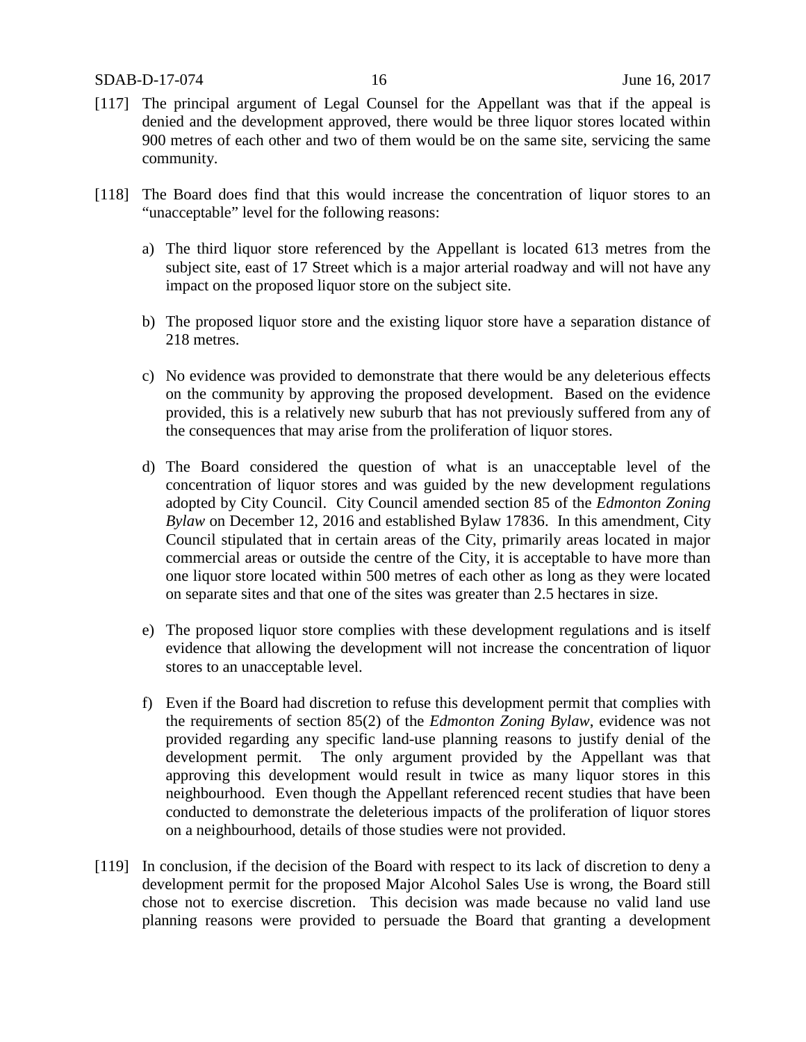[117] The principal argument of Legal Counsel for the Appellant was that if the appeal is denied and the development approved, there would be three liquor stores located within 900 metres of each other and two of them would be on the same site, servicing the same community.

[118] The Board does find that this would increase the concentration of liquor stores to an "unacceptable" level for the following reasons:

a) The third liquor store referenced by the Appellant is located 613 metres from the subject site, east of 17 Street which is a major arterial roadway and will not have any impact on the proposed liquor store on the subject site.

b) The proposed liquor store and the existing liquor store have a separation distance of 218 metres.

c) No evidence was provided to demonstrate that there would be any deleterious effects on the community by approving the proposed development. Based on the evidence provided, this is a relatively new suburb that has not previously suffered from any of the consequences that may arise from the proliferation of liquor stores.

d) The Board considered the question of what is an unacceptable level of the concentration of liquor stores and was guided by the new development regulations adopted by City Council. City Council amended section 85 of the *Edmonton Zoning Bylaw* on December 12, 2016 and established Bylaw 17836. In this amendment, City Council stipulated that in certain areas of the City, primarily areas located in major commercial areas or outside the centre of the City, it is acceptable to have more than one liquor store located within 500 metres of each other as long as they were located on separate sites and that one of the sites was greater than 2.5 hectares in size.

e) The proposed liquor store complies with these development regulations and is itself evidence that allowing the development will not increase the concentration of liquor stores to an unacceptable level.

f) Even if the Board had discretion to refuse this development permit that complies with the requirements of section 85(2) of the *Edmonton Zoning Bylaw*, evidence was not provided regarding any specific land-use planning reasons to justify denial of the development permit. The only argument provided by the Appellant was that approving this development would result in twice as many liquor stores in this neighbourhood. Even though the Appellant referenced recent studies that have been conducted to demonstrate the deleterious impacts of the proliferation of liquor stores on a neighbourhood, details of those studies were not provided.

[119] In conclusion, if the decision of the Board with respect to its lack of discretion to deny a development permit for the proposed Major Alcohol Sales Use is wrong, the Board still chose not to exercise discretion. This decision was made because no valid land use planning reasons were provided to persuade the Board that granting a development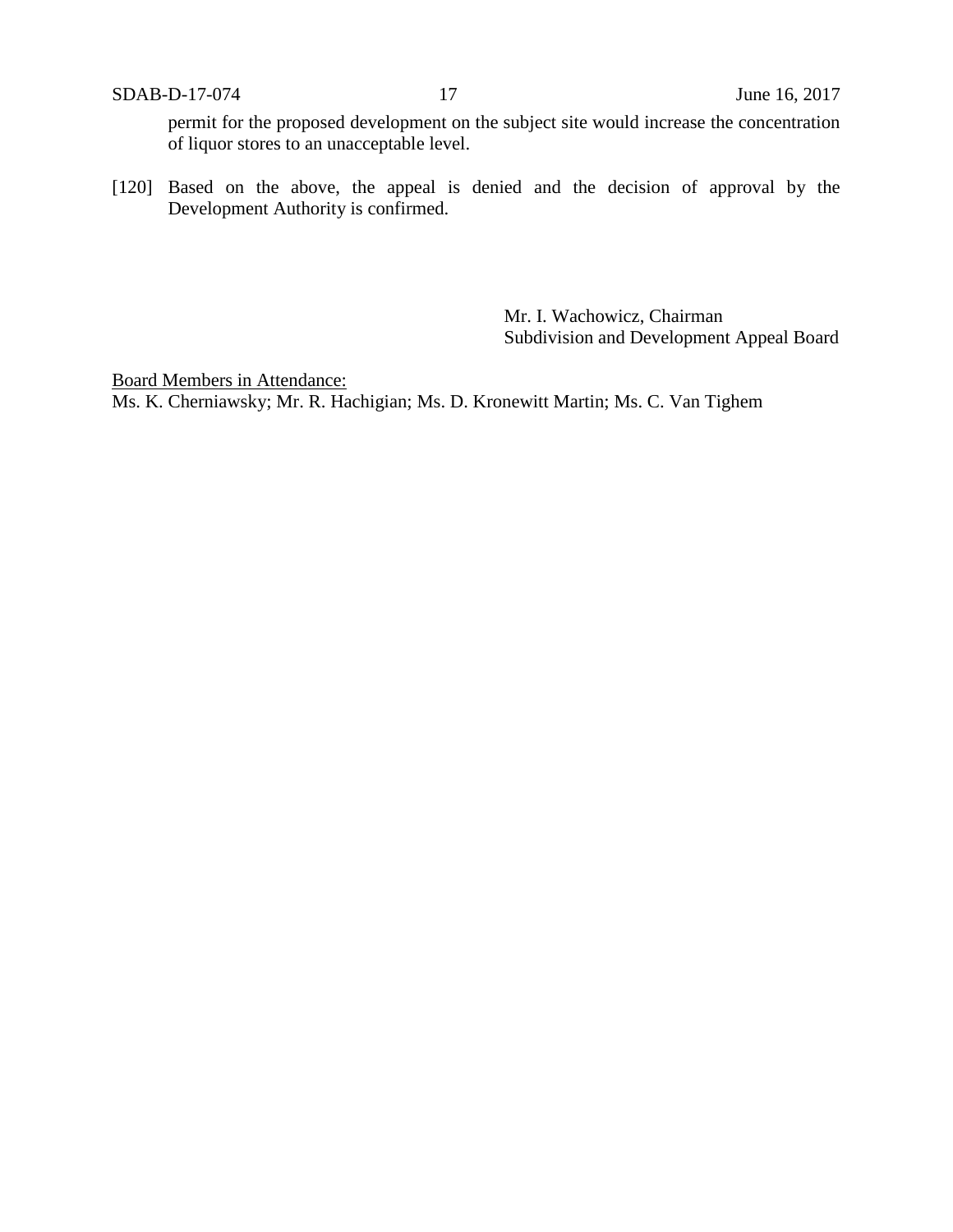permit for the proposed development on the subject site would increase the concentration of liquor stores to an unacceptable level.

[120] Based on the above, the appeal is denied and the decision of approval by the Development Authority is confirmed.

Mr. I. Wachowicz, Chairman
Subdivision and Development Appeal Board

Board Members in Attendance:
Ms. K. Cherniawsky; Mr. R. Hachigian; Ms. D. Kronewitt Martin; Ms. C. Van Tighem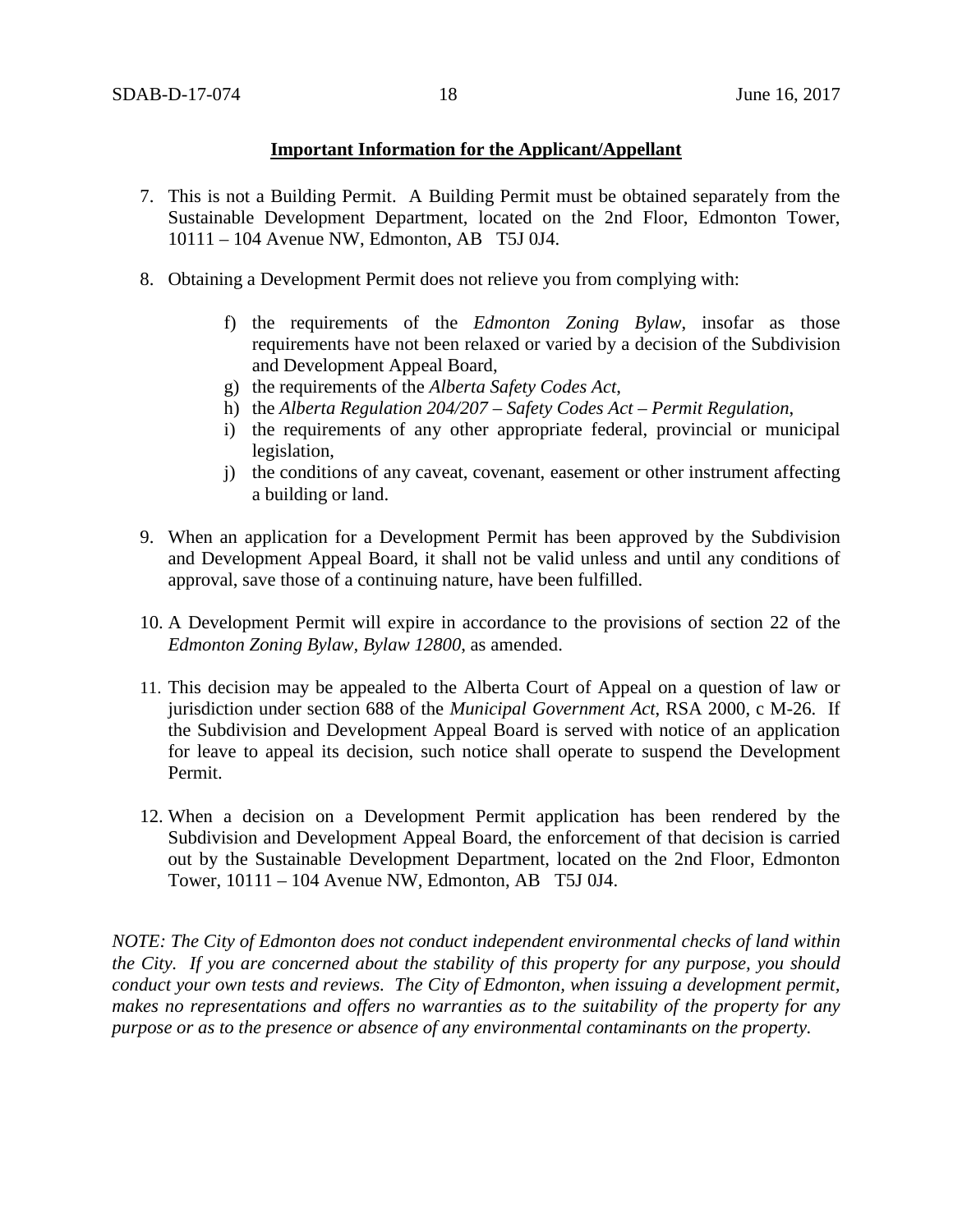**Important Information for the Applicant/Appellant**

7. This is not a Building Permit. A Building Permit must be obtained separately from the Sustainable Development Department, located on the 2nd Floor, Edmonton Tower, 10111 – 104 Avenue NW, Edmonton, AB T5J 0J4.

8. Obtaining a Development Permit does not relieve you from complying with:

   f) the requirements of the *Edmonton Zoning Bylaw*, insofar as those requirements have not been relaxed or varied by a decision of the Subdivision and Development Appeal Board,
   g) the requirements of the *Alberta Safety Codes Act*,
   h) the *Alberta Regulation 204/207 – Safety Codes Act – Permit Regulation*,
   i) the requirements of any other appropriate federal, provincial or municipal legislation,
   j) the conditions of any caveat, covenant, easement or other instrument affecting a building or land.

9. When an application for a Development Permit has been approved by the Subdivision and Development Appeal Board, it shall not be valid unless and until any conditions of approval, save those of a continuing nature, have been fulfilled.

10. A Development Permit will expire in accordance to the provisions of section 22 of the *Edmonton Zoning Bylaw, Bylaw 12800*, as amended.

11. This decision may be appealed to the Alberta Court of Appeal on a question of law or jurisdiction under section 688 of the *Municipal Government Act*, RSA 2000, c M-26. If the Subdivision and Development Appeal Board is served with notice of an application for leave to appeal its decision, such notice shall operate to suspend the Development Permit.

12. When a decision on a Development Permit application has been rendered by the Subdivision and Development Appeal Board, the enforcement of that decision is carried out by the Sustainable Development Department, located on the 2nd Floor, Edmonton Tower, 10111 – 104 Avenue NW, Edmonton, AB T5J 0J4.

*NOTE: The City of Edmonton does not conduct independent environmental checks of land within the City. If you are concerned about the stability of this property for any purpose, you should conduct your own tests and reviews. The City of Edmonton, when issuing a development permit, makes no representations and offers no warranties as to the suitability of the property for any purpose or as to the presence or absence of any environmental contaminants on the property.*